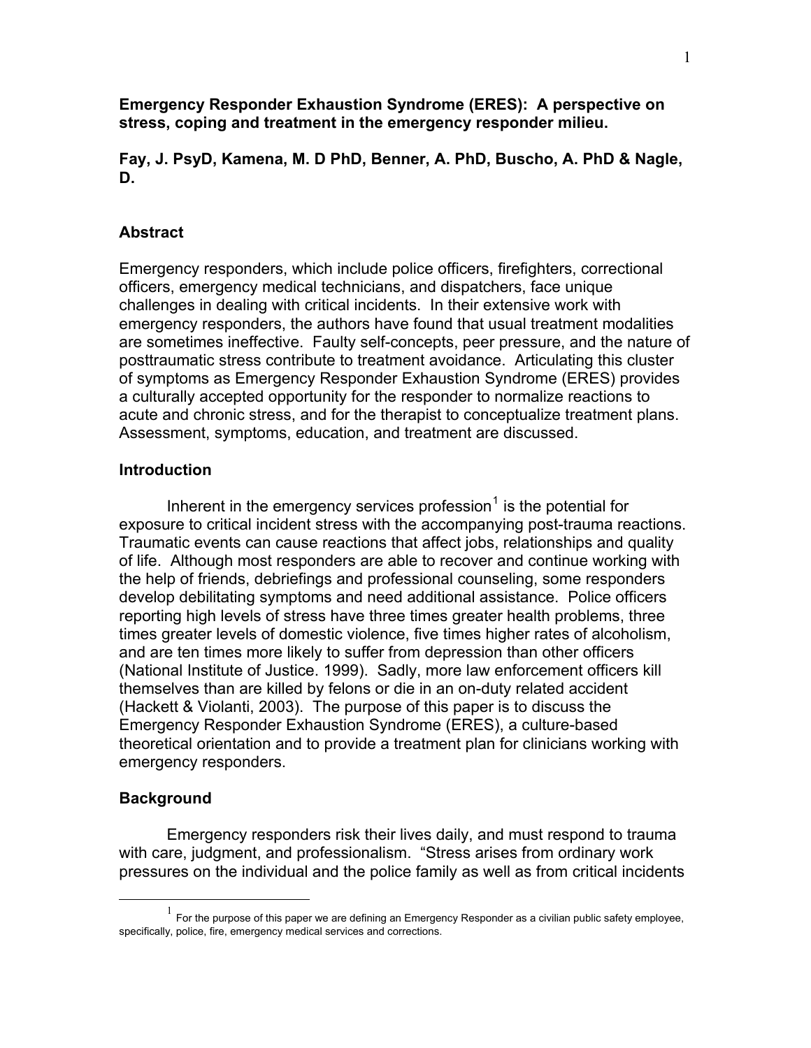**Emergency Responder Exhaustion Syndrome (ERES): A perspective on stress, coping and treatment in the emergency responder milieu.**

**Fay, J. PsyD, Kamena, M. D PhD, Benner, A. PhD, Buscho, A. PhD & Nagle, D.**

## Abstract

Emergency responders, which include police officers, firefighters, correctional officers, emergency medical technicians, and dispatchers, face unique challenges in dealing with critical incidents. In their extensive work with emergency responders, the authors have found that usual treatment modalities are sometimes ineffective. Faulty self-concepts, peer pressure, and the nature of posttraumatic stress contribute to treatment avoidance. Articulating this cluster of symptoms as Emergency Responder Exhaustion Syndrome (ERES) provides a culturally accepted opportunity for the responder to normalize reactions to acute and chronic stress, and for the therapist to conceptualize treatment plans. Assessment, symptoms, education, and treatment are discussed.

## Introduction

Inherent in the emergency services profession[1] is the potential for exposure to critical incident stress with the accompanying post-trauma reactions. Traumatic events can cause reactions that affect jobs, relationships and quality of life. Although most responders are able to recover and continue working with the help of friends, debriefings and professional counseling, some responders develop debilitating symptoms and need additional assistance. Police officers reporting high levels of stress have three times greater health problems, three times greater levels of domestic violence, five times higher rates of alcoholism, and are ten times more likely to suffer from depression than other officers (National Institute of Justice. 1999). Sadly, more law enforcement officers kill themselves than are killed by felons or die in an on-duty related accident (Hackett & Violanti, 2003). The purpose of this paper is to discuss the Emergency Responder Exhaustion Syndrome (ERES), a culture-based theoretical orientation and to provide a treatment plan for clinicians working with emergency responders.

## Background

Emergency responders risk their lives daily, and must respond to trauma with care, judgment, and professionalism. "Stress arises from ordinary work pressures on the individual and the police family as well as from critical incidents

[1] For the purpose of this paper we are defining an Emergency Responder as a civilian public safety employee, specifically, police, fire, emergency medical services and corrections.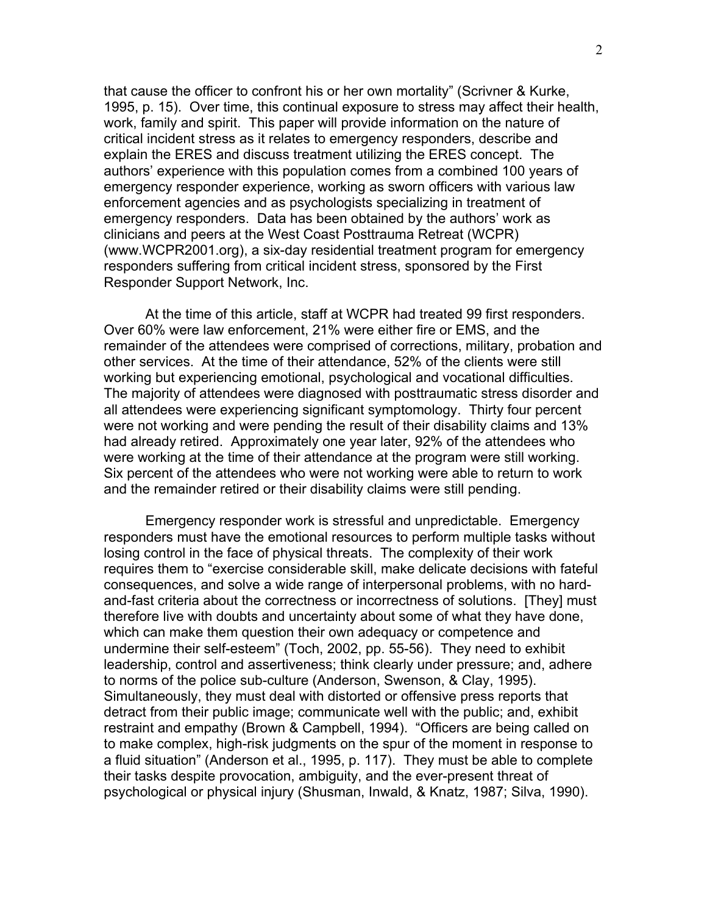that cause the officer to confront his or her own mortality" (Scrivner & Kurke, 1995, p. 15). Over time, this continual exposure to stress may affect their health, work, family and spirit. This paper will provide information on the nature of critical incident stress as it relates to emergency responders, describe and explain the ERES and discuss treatment utilizing the ERES concept. The authors' experience with this population comes from a combined 100 years of emergency responder experience, working as sworn officers with various law enforcement agencies and as psychologists specializing in treatment of emergency responders. Data has been obtained by the authors' work as clinicians and peers at the West Coast Posttrauma Retreat (WCPR) (www.WCPR2001.org), a six-day residential treatment program for emergency responders suffering from critical incident stress, sponsored by the First Responder Support Network, Inc.

At the time of this article, staff at WCPR had treated 99 first responders. Over 60% were law enforcement, 21% were either fire or EMS, and the remainder of the attendees were comprised of corrections, military, probation and other services. At the time of their attendance, 52% of the clients were still working but experiencing emotional, psychological and vocational difficulties. The majority of attendees were diagnosed with posttraumatic stress disorder and all attendees were experiencing significant symptomology. Thirty four percent were not working and were pending the result of their disability claims and 13% had already retired. Approximately one year later, 92% of the attendees who were working at the time of their attendance at the program were still working. Six percent of the attendees who were not working were able to return to work and the remainder retired or their disability claims were still pending.

Emergency responder work is stressful and unpredictable. Emergency responders must have the emotional resources to perform multiple tasks without losing control in the face of physical threats. The complexity of their work requires them to "exercise considerable skill, make delicate decisions with fateful consequences, and solve a wide range of interpersonal problems, with no hard-and-fast criteria about the correctness or incorrectness of solutions. [They] must therefore live with doubts and uncertainty about some of what they have done, which can make them question their own adequacy or competence and undermine their self-esteem" (Toch, 2002, pp. 55-56). They need to exhibit leadership, control and assertiveness; think clearly under pressure; and, adhere to norms of the police sub-culture (Anderson, Swenson, & Clay, 1995). Simultaneously, they must deal with distorted or offensive press reports that detract from their public image; communicate well with the public; and, exhibit restraint and empathy (Brown & Campbell, 1994). "Officers are being called on to make complex, high-risk judgments on the spur of the moment in response to a fluid situation" (Anderson et al., 1995, p. 117). They must be able to complete their tasks despite provocation, ambiguity, and the ever-present threat of psychological or physical injury (Shusman, Inwald, & Knatz, 1987; Silva, 1990).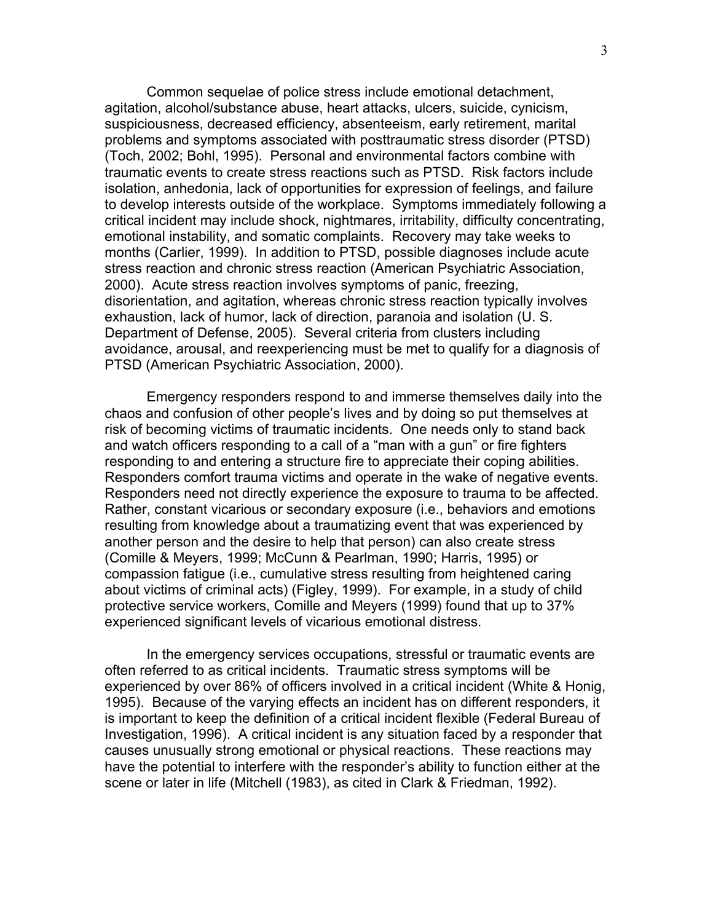Common sequelae of police stress include emotional detachment, agitation, alcohol/substance abuse, heart attacks, ulcers, suicide, cynicism, suspiciousness, decreased efficiency, absenteeism, early retirement, marital problems and symptoms associated with posttraumatic stress disorder (PTSD) (Toch, 2002; Bohl, 1995). Personal and environmental factors combine with traumatic events to create stress reactions such as PTSD. Risk factors include isolation, anhedonia, lack of opportunities for expression of feelings, and failure to develop interests outside of the workplace. Symptoms immediately following a critical incident may include shock, nightmares, irritability, difficulty concentrating, emotional instability, and somatic complaints. Recovery may take weeks to months (Carlier, 1999). In addition to PTSD, possible diagnoses include acute stress reaction and chronic stress reaction (American Psychiatric Association, 2000). Acute stress reaction involves symptoms of panic, freezing, disorientation, and agitation, whereas chronic stress reaction typically involves exhaustion, lack of humor, lack of direction, paranoia and isolation (U. S. Department of Defense, 2005). Several criteria from clusters including avoidance, arousal, and reexperiencing must be met to qualify for a diagnosis of PTSD (American Psychiatric Association, 2000).

Emergency responders respond to and immerse themselves daily into the chaos and confusion of other people's lives and by doing so put themselves at risk of becoming victims of traumatic incidents. One needs only to stand back and watch officers responding to a call of a "man with a gun" or fire fighters responding to and entering a structure fire to appreciate their coping abilities. Responders comfort trauma victims and operate in the wake of negative events. Responders need not directly experience the exposure to trauma to be affected. Rather, constant vicarious or secondary exposure (i.e., behaviors and emotions resulting from knowledge about a traumatizing event that was experienced by another person and the desire to help that person) can also create stress (Comille & Meyers, 1999; McCunn & Pearlman, 1990; Harris, 1995) or compassion fatigue (i.e., cumulative stress resulting from heightened caring about victims of criminal acts) (Figley, 1999). For example, in a study of child protective service workers, Comille and Meyers (1999) found that up to 37% experienced significant levels of vicarious emotional distress.

In the emergency services occupations, stressful or traumatic events are often referred to as critical incidents. Traumatic stress symptoms will be experienced by over 86% of officers involved in a critical incident (White & Honig, 1995). Because of the varying effects an incident has on different responders, it is important to keep the definition of a critical incident flexible (Federal Bureau of Investigation, 1996). A critical incident is any situation faced by a responder that causes unusually strong emotional or physical reactions. These reactions may have the potential to interfere with the responder's ability to function either at the scene or later in life (Mitchell (1983), as cited in Clark & Friedman, 1992).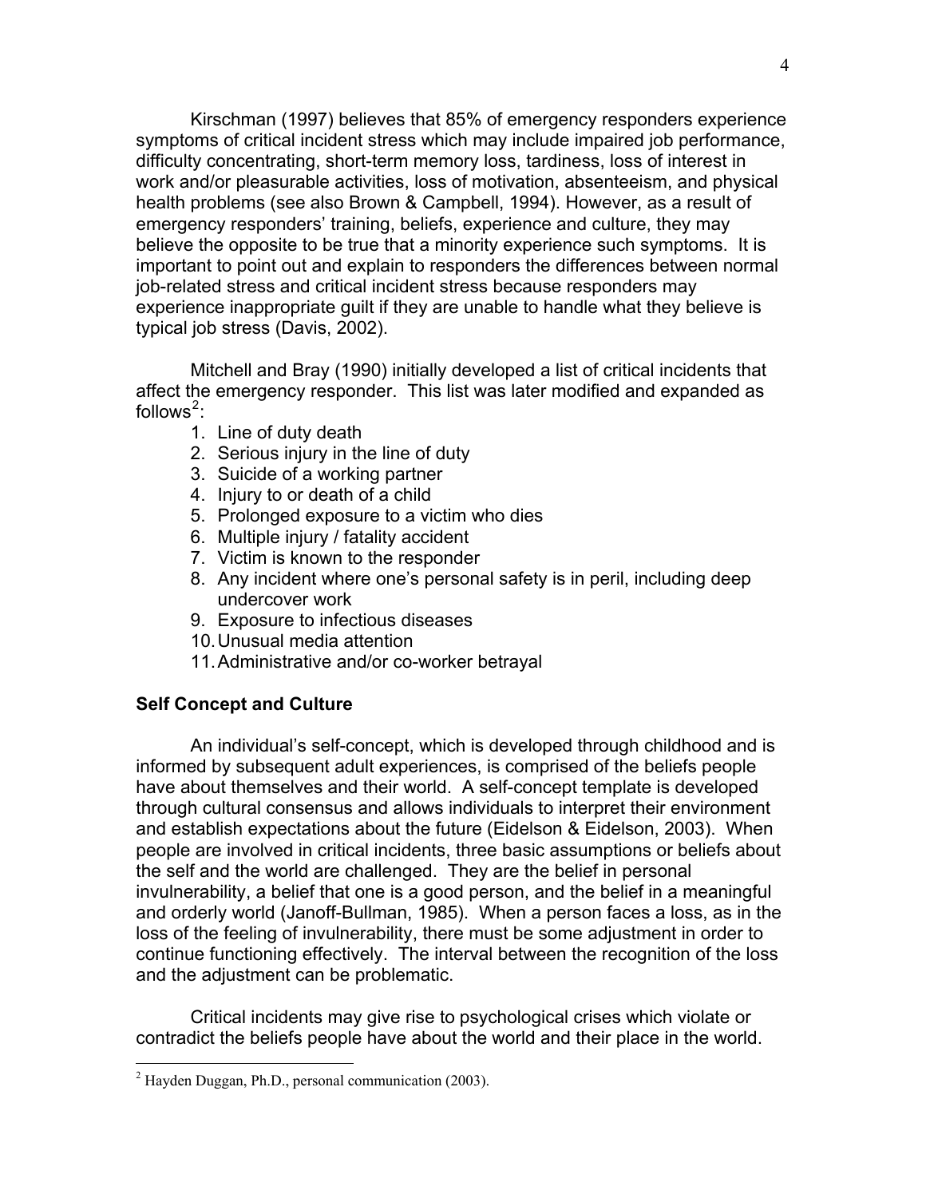Kirschman (1997) believes that 85% of emergency responders experience symptoms of critical incident stress which may include impaired job performance, difficulty concentrating, short-term memory loss, tardiness, loss of interest in work and/or pleasurable activities, loss of motivation, absenteeism, and physical health problems (see also Brown & Campbell, 1994). However, as a result of emergency responders' training, beliefs, experience and culture, they may believe the opposite to be true that a minority experience such symptoms. It is important to point out and explain to responders the differences between normal job-related stress and critical incident stress because responders may experience inappropriate guilt if they are unable to handle what they believe is typical job stress (Davis, 2002).

Mitchell and Bray (1990) initially developed a list of critical incidents that affect the emergency responder. This list was later modified and expanded as follows[2]:

1. Line of duty death
2. Serious injury in the line of duty
3. Suicide of a working partner
4. Injury to or death of a child
5. Prolonged exposure to a victim who dies
6. Multiple injury / fatality accident
7. Victim is known to the responder
8. Any incident where one's personal safety is in peril, including deep undercover work
9. Exposure to infectious diseases
10. Unusual media attention
11. Administrative and/or co-worker betrayal

**Self Concept and Culture**

An individual's self-concept, which is developed through childhood and is informed by subsequent adult experiences, is comprised of the beliefs people have about themselves and their world. A self-concept template is developed through cultural consensus and allows individuals to interpret their environment and establish expectations about the future (Eidelson & Eidelson, 2003). When people are involved in critical incidents, three basic assumptions or beliefs about the self and the world are challenged. They are the belief in personal invulnerability, a belief that one is a good person, and the belief in a meaningful and orderly world (Janoff-Bullman, 1985). When a person faces a loss, as in the loss of the feeling of invulnerability, there must be some adjustment in order to continue functioning effectively. The interval between the recognition of the loss and the adjustment can be problematic.

Critical incidents may give rise to psychological crises which violate or contradict the beliefs people have about the world and their place in the world.

[2] Hayden Duggan, Ph.D., personal communication (2003).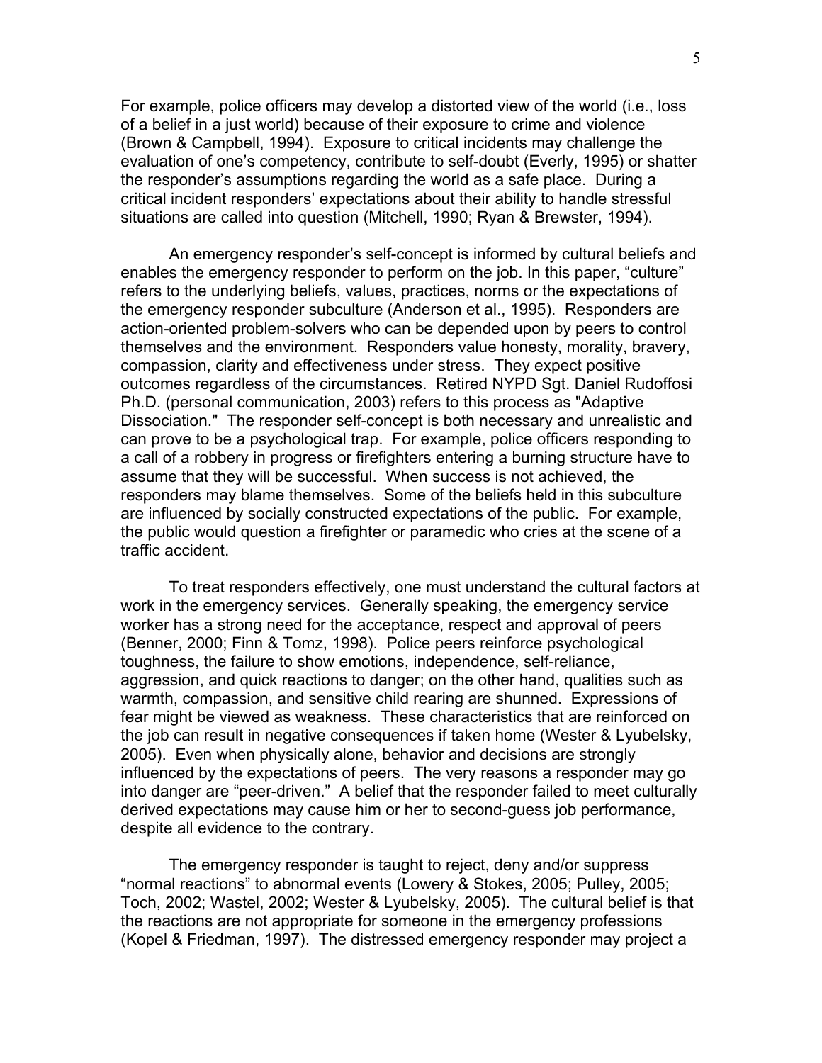For example, police officers may develop a distorted view of the world (i.e., loss of a belief in a just world) because of their exposure to crime and violence (Brown & Campbell, 1994). Exposure to critical incidents may challenge the evaluation of one's competency, contribute to self-doubt (Everly, 1995) or shatter the responder's assumptions regarding the world as a safe place. During a critical incident responders' expectations about their ability to handle stressful situations are called into question (Mitchell, 1990; Ryan & Brewster, 1994).

An emergency responder's self-concept is informed by cultural beliefs and enables the emergency responder to perform on the job. In this paper, "culture" refers to the underlying beliefs, values, practices, norms or the expectations of the emergency responder subculture (Anderson et al., 1995). Responders are action-oriented problem-solvers who can be depended upon by peers to control themselves and the environment. Responders value honesty, morality, bravery, compassion, clarity and effectiveness under stress. They expect positive outcomes regardless of the circumstances. Retired NYPD Sgt. Daniel Rudoffosi Ph.D. (personal communication, 2003) refers to this process as "Adaptive Dissociation." The responder self-concept is both necessary and unrealistic and can prove to be a psychological trap. For example, police officers responding to a call of a robbery in progress or firefighters entering a burning structure have to assume that they will be successful. When success is not achieved, the responders may blame themselves. Some of the beliefs held in this subculture are influenced by socially constructed expectations of the public. For example, the public would question a firefighter or paramedic who cries at the scene of a traffic accident.

To treat responders effectively, one must understand the cultural factors at work in the emergency services. Generally speaking, the emergency service worker has a strong need for the acceptance, respect and approval of peers (Benner, 2000; Finn & Tomz, 1998). Police peers reinforce psychological toughness, the failure to show emotions, independence, self-reliance, aggression, and quick reactions to danger; on the other hand, qualities such as warmth, compassion, and sensitive child rearing are shunned. Expressions of fear might be viewed as weakness. These characteristics that are reinforced on the job can result in negative consequences if taken home (Wester & Lyubelsky, 2005). Even when physically alone, behavior and decisions are strongly influenced by the expectations of peers. The very reasons a responder may go into danger are "peer-driven." A belief that the responder failed to meet culturally derived expectations may cause him or her to second-guess job performance, despite all evidence to the contrary.

The emergency responder is taught to reject, deny and/or suppress "normal reactions" to abnormal events (Lowery & Stokes, 2005; Pulley, 2005; Toch, 2002; Wastel, 2002; Wester & Lyubelsky, 2005). The cultural belief is that the reactions are not appropriate for someone in the emergency professions (Kopel & Friedman, 1997). The distressed emergency responder may project a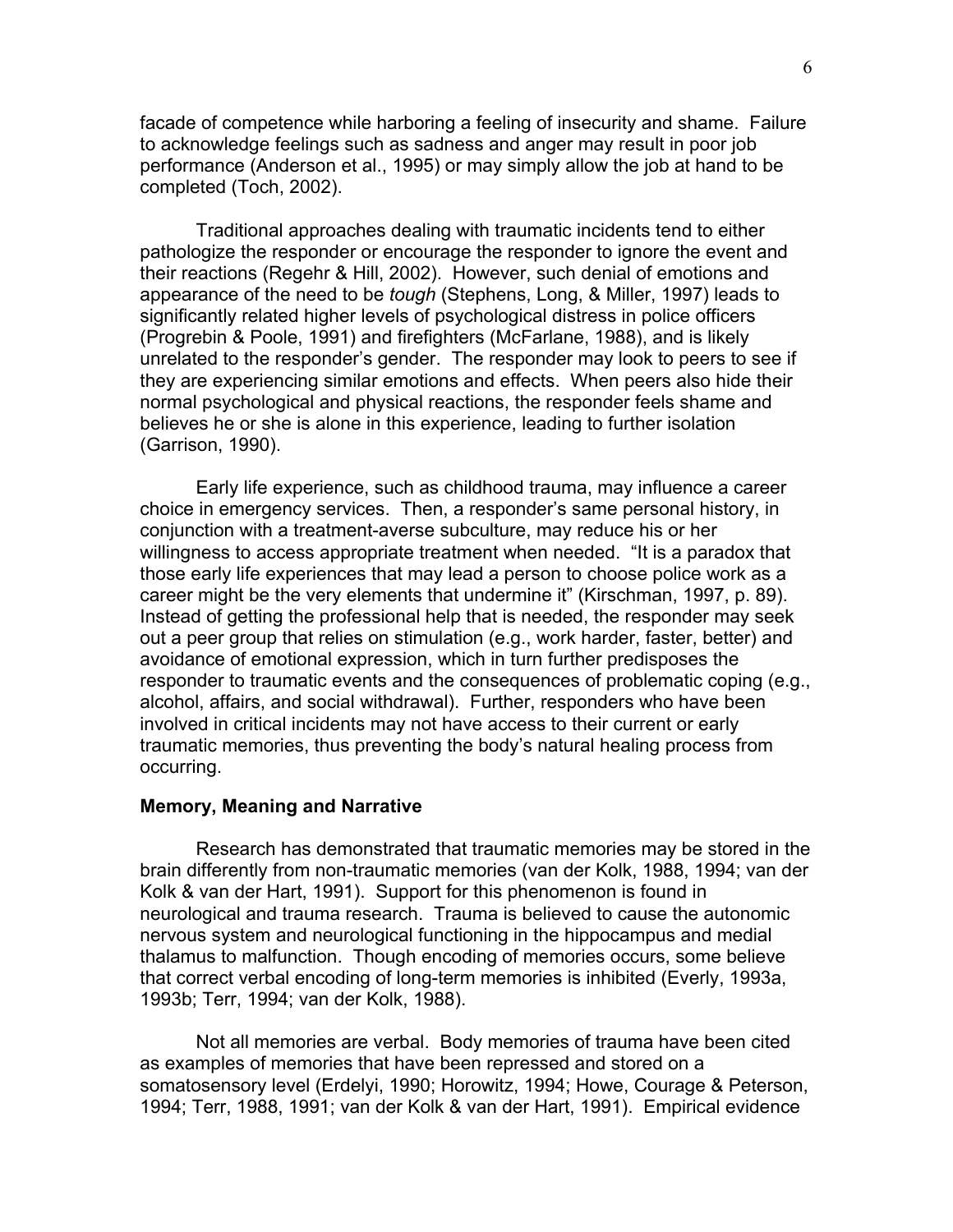facade of competence while harboring a feeling of insecurity and shame. Failure to acknowledge feelings such as sadness and anger may result in poor job performance (Anderson et al., 1995) or may simply allow the job at hand to be completed (Toch, 2002).

Traditional approaches dealing with traumatic incidents tend to either pathologize the responder or encourage the responder to ignore the event and their reactions (Regehr & Hill, 2002). However, such denial of emotions and appearance of the need to be *tough* (Stephens, Long, & Miller, 1997) leads to significantly related higher levels of psychological distress in police officers (Progrebin & Poole, 1991) and firefighters (McFarlane, 1988), and is likely unrelated to the responder's gender. The responder may look to peers to see if they are experiencing similar emotions and effects. When peers also hide their normal psychological and physical reactions, the responder feels shame and believes he or she is alone in this experience, leading to further isolation (Garrison, 1990).

Early life experience, such as childhood trauma, may influence a career choice in emergency services. Then, a responder's same personal history, in conjunction with a treatment-averse subculture, may reduce his or her willingness to access appropriate treatment when needed. "It is a paradox that those early life experiences that may lead a person to choose police work as a career might be the very elements that undermine it" (Kirschman, 1997, p. 89). Instead of getting the professional help that is needed, the responder may seek out a peer group that relies on stimulation (e.g., work harder, faster, better) and avoidance of emotional expression, which in turn further predisposes the responder to traumatic events and the consequences of problematic coping (e.g., alcohol, affairs, and social withdrawal). Further, responders who have been involved in critical incidents may not have access to their current or early traumatic memories, thus preventing the body's natural healing process from occurring.

**Memory, Meaning and Narrative**

Research has demonstrated that traumatic memories may be stored in the brain differently from non-traumatic memories (van der Kolk, 1988, 1994; van der Kolk & van der Hart, 1991). Support for this phenomenon is found in neurological and trauma research. Trauma is believed to cause the autonomic nervous system and neurological functioning in the hippocampus and medial thalamus to malfunction. Though encoding of memories occurs, some believe that correct verbal encoding of long-term memories is inhibited (Everly, 1993a, 1993b; Terr, 1994; van der Kolk, 1988).

Not all memories are verbal. Body memories of trauma have been cited as examples of memories that have been repressed and stored on a somatosensory level (Erdelyi, 1990; Horowitz, 1994; Howe, Courage & Peterson, 1994; Terr, 1988, 1991; van der Kolk & van der Hart, 1991). Empirical evidence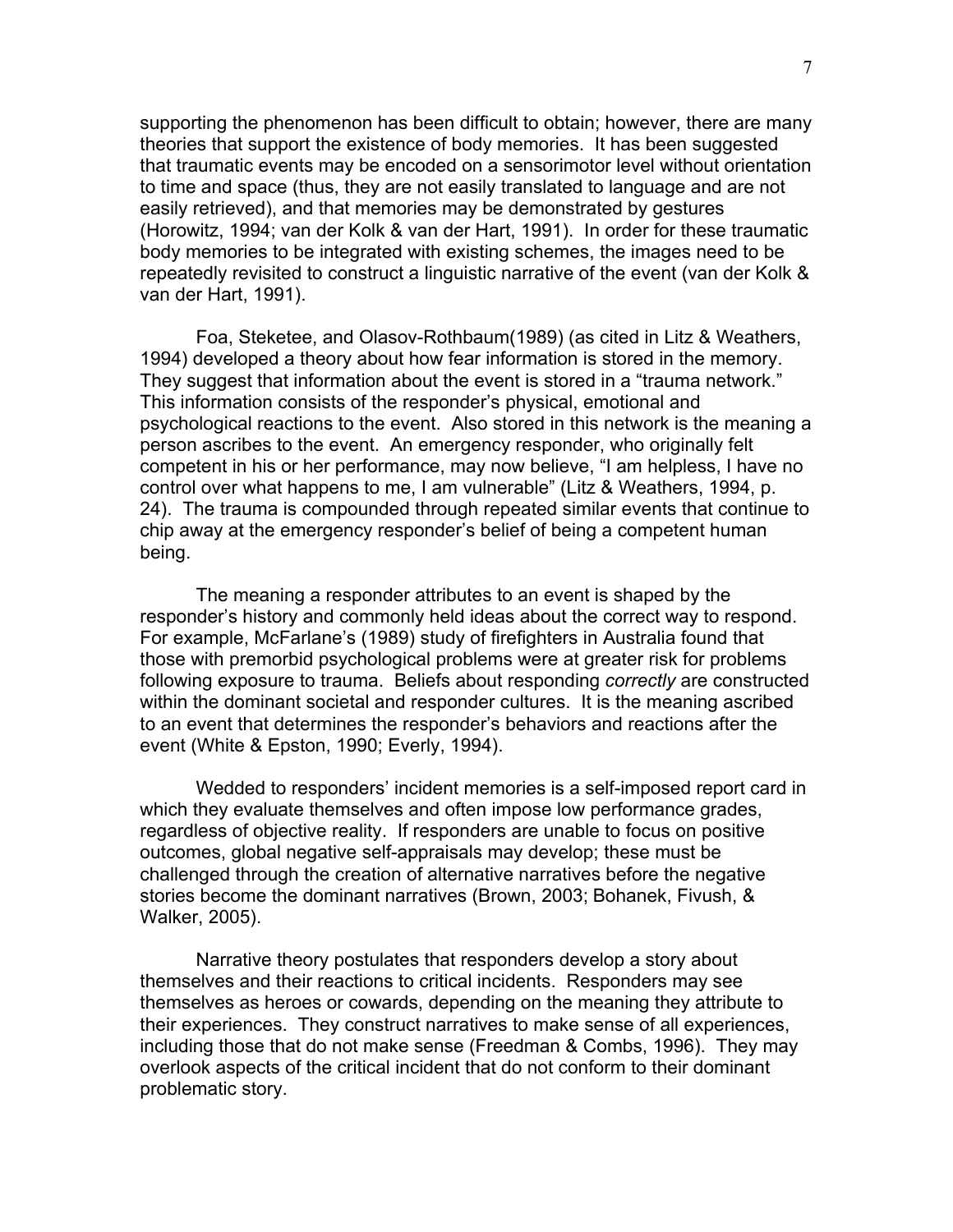supporting the phenomenon has been difficult to obtain; however, there are many theories that support the existence of body memories. It has been suggested that traumatic events may be encoded on a sensorimotor level without orientation to time and space (thus, they are not easily translated to language and are not easily retrieved), and that memories may be demonstrated by gestures (Horowitz, 1994; van der Kolk & van der Hart, 1991). In order for these traumatic body memories to be integrated with existing schemes, the images need to be repeatedly revisited to construct a linguistic narrative of the event (van der Kolk & van der Hart, 1991).

Foa, Steketee, and Olasov-Rothbaum(1989) (as cited in Litz & Weathers, 1994) developed a theory about how fear information is stored in the memory. They suggest that information about the event is stored in a "trauma network." This information consists of the responder's physical, emotional and psychological reactions to the event. Also stored in this network is the meaning a person ascribes to the event. An emergency responder, who originally felt competent in his or her performance, may now believe, "I am helpless, I have no control over what happens to me, I am vulnerable" (Litz & Weathers, 1994, p. 24). The trauma is compounded through repeated similar events that continue to chip away at the emergency responder's belief of being a competent human being.

The meaning a responder attributes to an event is shaped by the responder's history and commonly held ideas about the correct way to respond. For example, McFarlane's (1989) study of firefighters in Australia found that those with premorbid psychological problems were at greater risk for problems following exposure to trauma. Beliefs about responding *correctly* are constructed within the dominant societal and responder cultures. It is the meaning ascribed to an event that determines the responder's behaviors and reactions after the event (White & Epston, 1990; Everly, 1994).

Wedded to responders' incident memories is a self-imposed report card in which they evaluate themselves and often impose low performance grades, regardless of objective reality. If responders are unable to focus on positive outcomes, global negative self-appraisals may develop; these must be challenged through the creation of alternative narratives before the negative stories become the dominant narratives (Brown, 2003; Bohanek, Fivush, & Walker, 2005).

Narrative theory postulates that responders develop a story about themselves and their reactions to critical incidents. Responders may see themselves as heroes or cowards, depending on the meaning they attribute to their experiences. They construct narratives to make sense of all experiences, including those that do not make sense (Freedman & Combs, 1996). They may overlook aspects of the critical incident that do not conform to their dominant problematic story.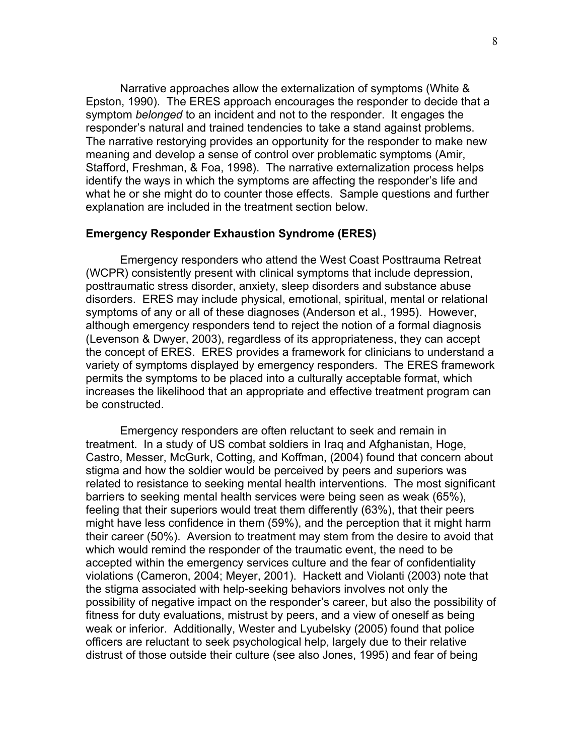Narrative approaches allow the externalization of symptoms (White & Epston, 1990). The ERES approach encourages the responder to decide that a symptom *belonged* to an incident and not to the responder. It engages the responder's natural and trained tendencies to take a stand against problems. The narrative restorying provides an opportunity for the responder to make new meaning and develop a sense of control over problematic symptoms (Amir, Stafford, Freshman, & Foa, 1998). The narrative externalization process helps identify the ways in which the symptoms are affecting the responder's life and what he or she might do to counter those effects. Sample questions and further explanation are included in the treatment section below.

**Emergency Responder Exhaustion Syndrome (ERES)**

Emergency responders who attend the West Coast Posttrauma Retreat (WCPR) consistently present with clinical symptoms that include depression, posttraumatic stress disorder, anxiety, sleep disorders and substance abuse disorders. ERES may include physical, emotional, spiritual, mental or relational symptoms of any or all of these diagnoses (Anderson et al., 1995). However, although emergency responders tend to reject the notion of a formal diagnosis (Levenson & Dwyer, 2003), regardless of its appropriateness, they can accept the concept of ERES. ERES provides a framework for clinicians to understand a variety of symptoms displayed by emergency responders. The ERES framework permits the symptoms to be placed into a culturally acceptable format, which increases the likelihood that an appropriate and effective treatment program can be constructed.

Emergency responders are often reluctant to seek and remain in treatment. In a study of US combat soldiers in Iraq and Afghanistan, Hoge, Castro, Messer, McGurk, Cotting, and Koffman, (2004) found that concern about stigma and how the soldier would be perceived by peers and superiors was related to resistance to seeking mental health interventions. The most significant barriers to seeking mental health services were being seen as weak (65%), feeling that their superiors would treat them differently (63%), that their peers might have less confidence in them (59%), and the perception that it might harm their career (50%). Aversion to treatment may stem from the desire to avoid that which would remind the responder of the traumatic event, the need to be accepted within the emergency services culture and the fear of confidentiality violations (Cameron, 2004; Meyer, 2001). Hackett and Violanti (2003) note that the stigma associated with help-seeking behaviors involves not only the possibility of negative impact on the responder's career, but also the possibility of fitness for duty evaluations, mistrust by peers, and a view of oneself as being weak or inferior. Additionally, Wester and Lyubelsky (2005) found that police officers are reluctant to seek psychological help, largely due to their relative distrust of those outside their culture (see also Jones, 1995) and fear of being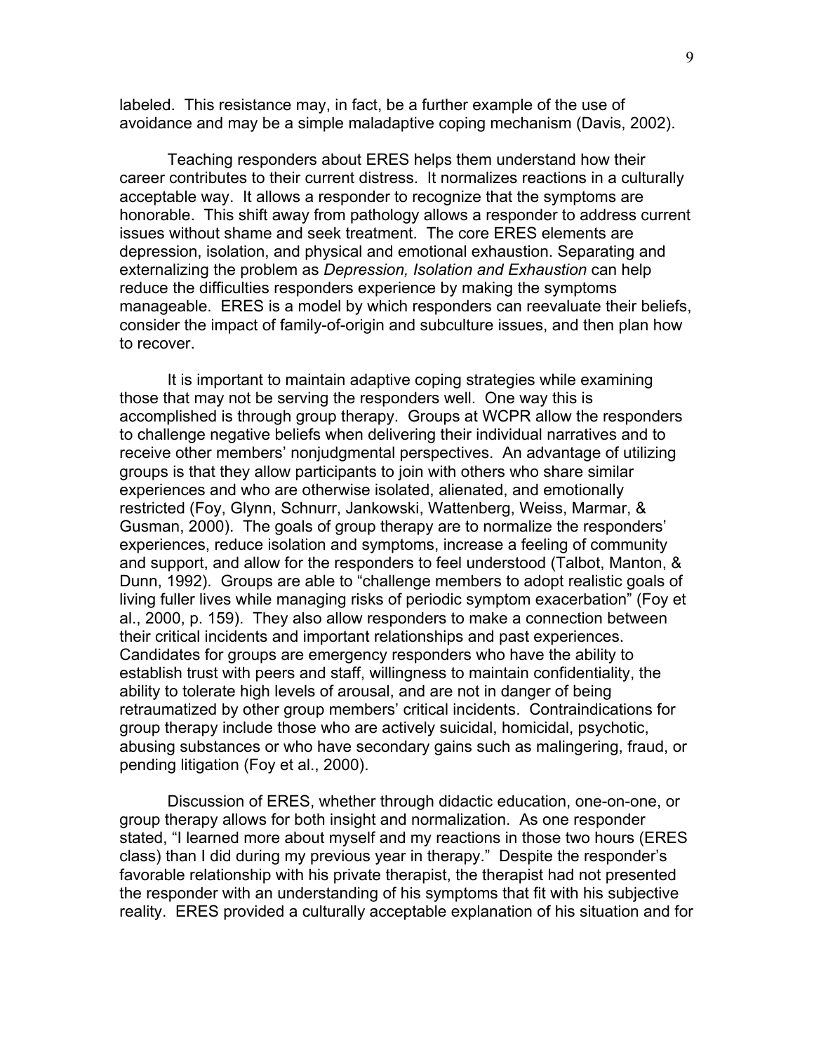labeled. This resistance may, in fact, be a further example of the use of avoidance and may be a simple maladaptive coping mechanism (Davis, 2002).

Teaching responders about ERES helps them understand how their career contributes to their current distress. It normalizes reactions in a culturally acceptable way. It allows a responder to recognize that the symptoms are honorable. This shift away from pathology allows a responder to address current issues without shame and seek treatment. The core ERES elements are depression, isolation, and physical and emotional exhaustion. Separating and externalizing the problem as *Depression, Isolation and Exhaustion* can help reduce the difficulties responders experience by making the symptoms manageable. ERES is a model by which responders can reevaluate their beliefs, consider the impact of family-of-origin and subculture issues, and then plan how to recover.

It is important to maintain adaptive coping strategies while examining those that may not be serving the responders well. One way this is accomplished is through group therapy. Groups at WCPR allow the responders to challenge negative beliefs when delivering their individual narratives and to receive other members' nonjudgmental perspectives. An advantage of utilizing groups is that they allow participants to join with others who share similar experiences and who are otherwise isolated, alienated, and emotionally restricted (Foy, Glynn, Schnurr, Jankowski, Wattenberg, Weiss, Marmar, & Gusman, 2000). The goals of group therapy are to normalize the responders' experiences, reduce isolation and symptoms, increase a feeling of community and support, and allow for the responders to feel understood (Talbot, Manton, & Dunn, 1992). Groups are able to "challenge members to adopt realistic goals of living fuller lives while managing risks of periodic symptom exacerbation" (Foy et al., 2000, p. 159). They also allow responders to make a connection between their critical incidents and important relationships and past experiences. Candidates for groups are emergency responders who have the ability to establish trust with peers and staff, willingness to maintain confidentiality, the ability to tolerate high levels of arousal, and are not in danger of being retraumatized by other group members' critical incidents. Contraindications for group therapy include those who are actively suicidal, homicidal, psychotic, abusing substances or who have secondary gains such as malingering, fraud, or pending litigation (Foy et al., 2000).

Discussion of ERES, whether through didactic education, one-on-one, or group therapy allows for both insight and normalization. As one responder stated, "I learned more about myself and my reactions in those two hours (ERES class) than I did during my previous year in therapy." Despite the responder's favorable relationship with his private therapist, the therapist had not presented the responder with an understanding of his symptoms that fit with his subjective reality. ERES provided a culturally acceptable explanation of his situation and for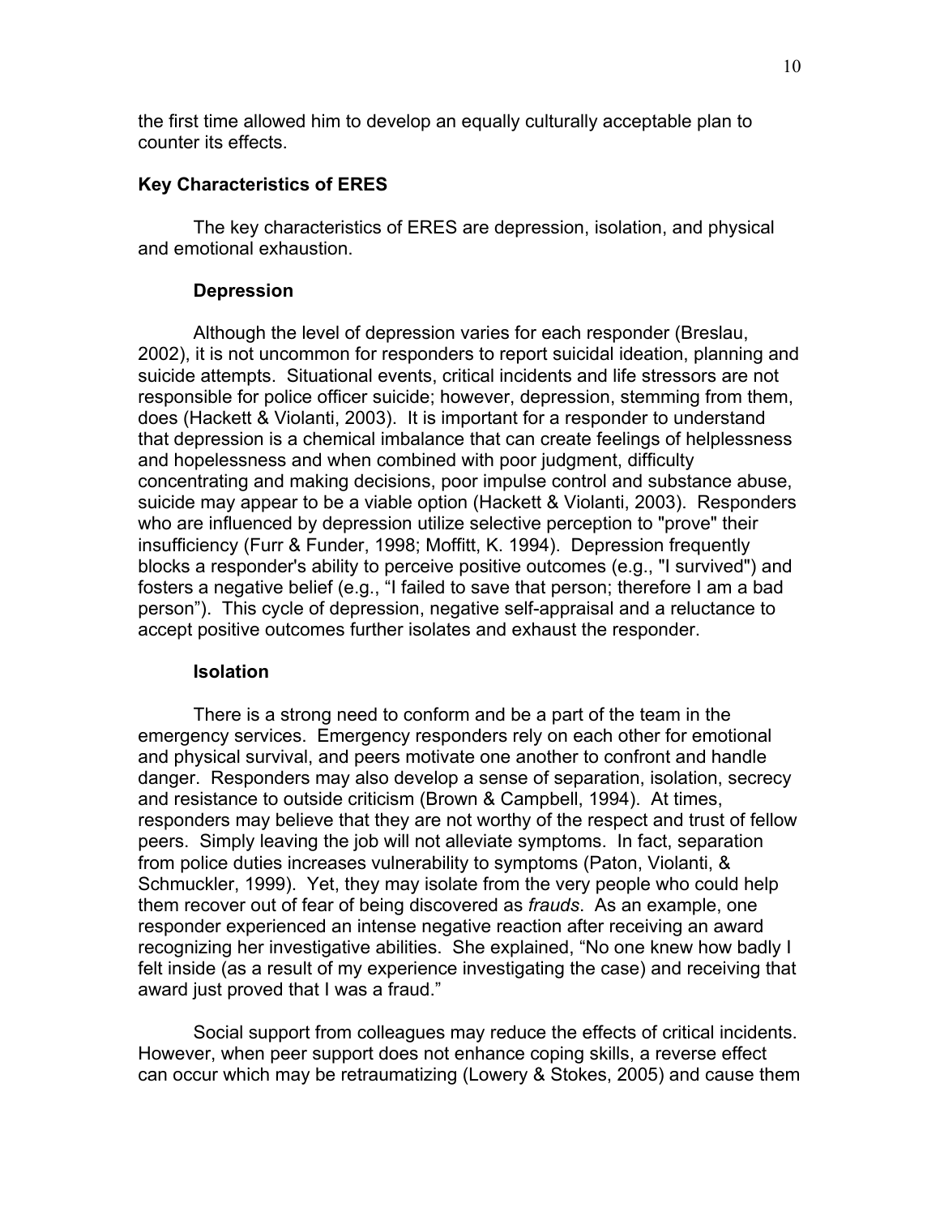the first time allowed him to develop an equally culturally acceptable plan to counter its effects.

## Key Characteristics of ERES

The key characteristics of ERES are depression, isolation, and physical and emotional exhaustion.

### Depression

Although the level of depression varies for each responder (Breslau, 2002), it is not uncommon for responders to report suicidal ideation, planning and suicide attempts. Situational events, critical incidents and life stressors are not responsible for police officer suicide; however, depression, stemming from them, does (Hackett & Violanti, 2003). It is important for a responder to understand that depression is a chemical imbalance that can create feelings of helplessness and hopelessness and when combined with poor judgment, difficulty concentrating and making decisions, poor impulse control and substance abuse, suicide may appear to be a viable option (Hackett & Violanti, 2003). Responders who are influenced by depression utilize selective perception to "prove" their insufficiency (Furr & Funder, 1998; Moffitt, K. 1994). Depression frequently blocks a responder's ability to perceive positive outcomes (e.g., "I survived") and fosters a negative belief (e.g., "I failed to save that person; therefore I am a bad person"). This cycle of depression, negative self-appraisal and a reluctance to accept positive outcomes further isolates and exhaust the responder.

### Isolation

There is a strong need to conform and be a part of the team in the emergency services. Emergency responders rely on each other for emotional and physical survival, and peers motivate one another to confront and handle danger. Responders may also develop a sense of separation, isolation, secrecy and resistance to outside criticism (Brown & Campbell, 1994). At times, responders may believe that they are not worthy of the respect and trust of fellow peers. Simply leaving the job will not alleviate symptoms. In fact, separation from police duties increases vulnerability to symptoms (Paton, Violanti, & Schmuckler, 1999). Yet, they may isolate from the very people who could help them recover out of fear of being discovered as *frauds*. As an example, one responder experienced an intense negative reaction after receiving an award recognizing her investigative abilities. She explained, "No one knew how badly I felt inside (as a result of my experience investigating the case) and receiving that award just proved that I was a fraud."

Social support from colleagues may reduce the effects of critical incidents. However, when peer support does not enhance coping skills, a reverse effect can occur which may be retraumatizing (Lowery & Stokes, 2005) and cause them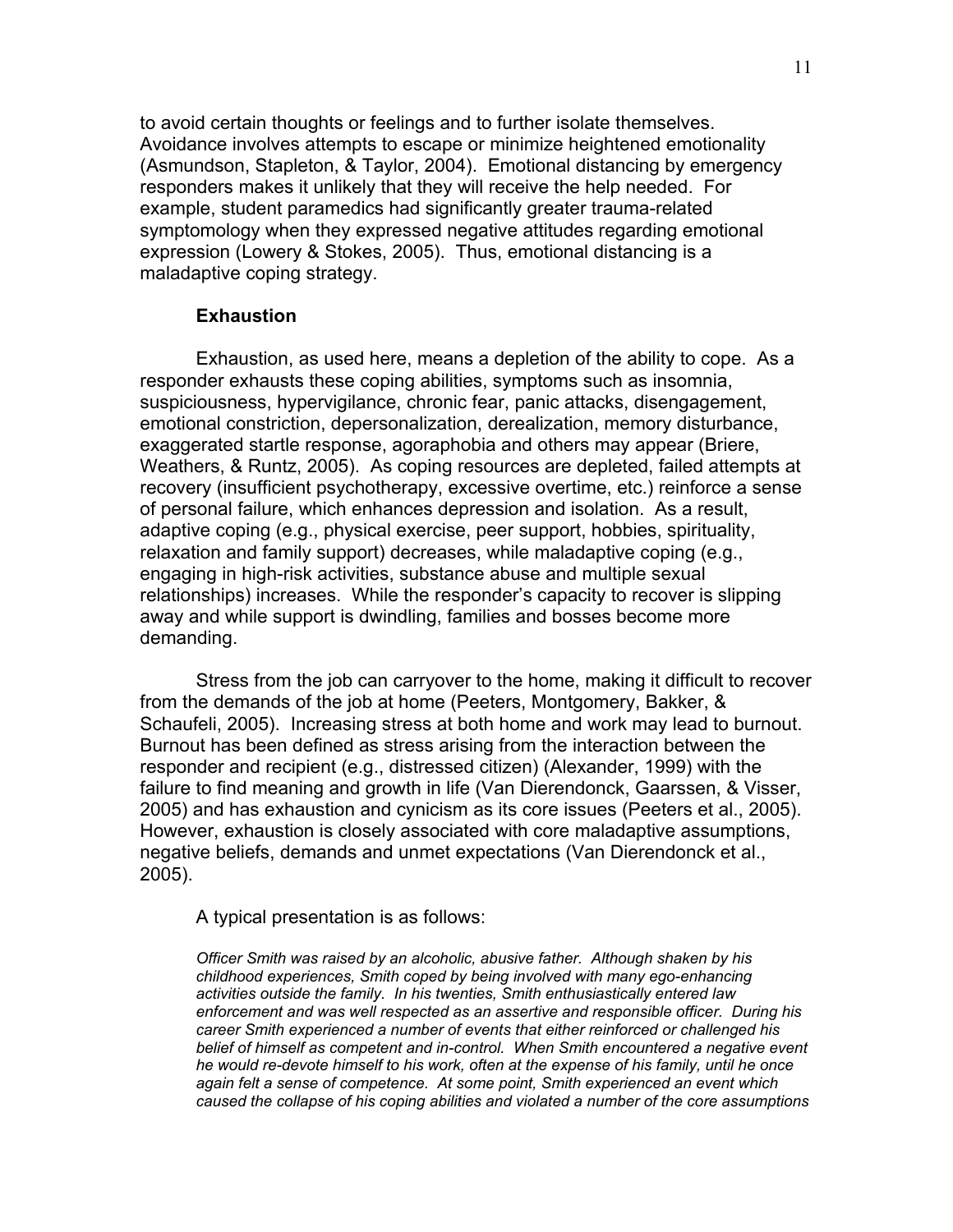to avoid certain thoughts or feelings and to further isolate themselves. Avoidance involves attempts to escape or minimize heightened emotionality (Asmundson, Stapleton, & Taylor, 2004). Emotional distancing by emergency responders makes it unlikely that they will receive the help needed. For example, student paramedics had significantly greater trauma-related symptomology when they expressed negative attitudes regarding emotional expression (Lowery & Stokes, 2005). Thus, emotional distancing is a maladaptive coping strategy.

**Exhaustion**

Exhaustion, as used here, means a depletion of the ability to cope. As a responder exhausts these coping abilities, symptoms such as insomnia, suspiciousness, hypervigilance, chronic fear, panic attacks, disengagement, emotional constriction, depersonalization, derealization, memory disturbance, exaggerated startle response, agoraphobia and others may appear (Briere, Weathers, & Runtz, 2005). As coping resources are depleted, failed attempts at recovery (insufficient psychotherapy, excessive overtime, etc.) reinforce a sense of personal failure, which enhances depression and isolation. As a result, adaptive coping (e.g., physical exercise, peer support, hobbies, spirituality, relaxation and family support) decreases, while maladaptive coping (e.g., engaging in high-risk activities, substance abuse and multiple sexual relationships) increases. While the responder's capacity to recover is slipping away and while support is dwindling, families and bosses become more demanding.

Stress from the job can carryover to the home, making it difficult to recover from the demands of the job at home (Peeters, Montgomery, Bakker, & Schaufeli, 2005). Increasing stress at both home and work may lead to burnout. Burnout has been defined as stress arising from the interaction between the responder and recipient (e.g., distressed citizen) (Alexander, 1999) with the failure to find meaning and growth in life (Van Dierendonck, Gaarssen, & Visser, 2005) and has exhaustion and cynicism as its core issues (Peeters et al., 2005). However, exhaustion is closely associated with core maladaptive assumptions, negative beliefs, demands and unmet expectations (Van Dierendonck et al., 2005).

A typical presentation is as follows:

*Officer Smith was raised by an alcoholic, abusive father. Although shaken by his childhood experiences, Smith coped by being involved with many ego-enhancing activities outside the family. In his twenties, Smith enthusiastically entered law enforcement and was well respected as an assertive and responsible officer. During his career Smith experienced a number of events that either reinforced or challenged his belief of himself as competent and in-control. When Smith encountered a negative event he would re-devote himself to his work, often at the expense of his family, until he once again felt a sense of competence. At some point, Smith experienced an event which caused the collapse of his coping abilities and violated a number of the core assumptions*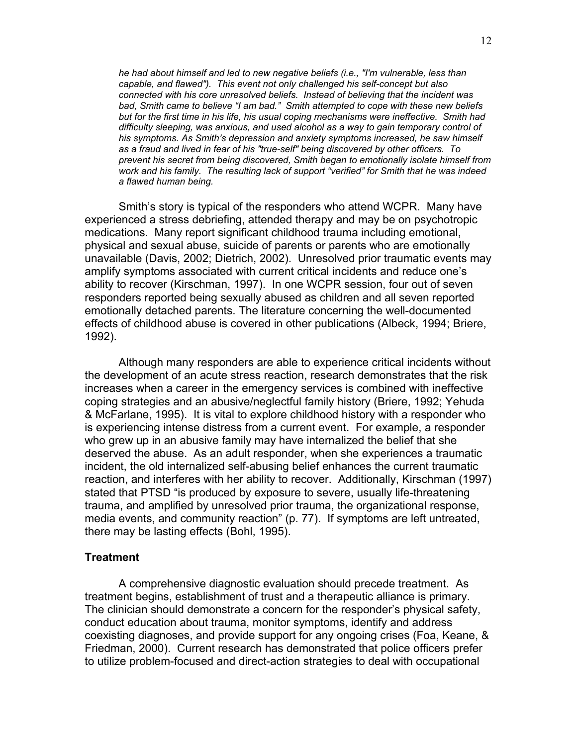*he had about himself and led to new negative beliefs (i.e., "I'm vulnerable, less than capable, and flawed"). This event not only challenged his self-concept but also connected with his core unresolved beliefs. Instead of believing that the incident was bad, Smith came to believe "I am bad." Smith attempted to cope with these new beliefs but for the first time in his life, his usual coping mechanisms were ineffective. Smith had difficulty sleeping, was anxious, and used alcohol as a way to gain temporary control of his symptoms. As Smith's depression and anxiety symptoms increased, he saw himself as a fraud and lived in fear of his "true-self" being discovered by other officers. To prevent his secret from being discovered, Smith began to emotionally isolate himself from work and his family. The resulting lack of support "verified" for Smith that he was indeed a flawed human being.*

Smith's story is typical of the responders who attend WCPR. Many have experienced a stress debriefing, attended therapy and may be on psychotropic medications. Many report significant childhood trauma including emotional, physical and sexual abuse, suicide of parents or parents who are emotionally unavailable (Davis, 2002; Dietrich, 2002). Unresolved prior traumatic events may amplify symptoms associated with current critical incidents and reduce one's ability to recover (Kirschman, 1997). In one WCPR session, four out of seven responders reported being sexually abused as children and all seven reported emotionally detached parents. The literature concerning the well-documented effects of childhood abuse is covered in other publications (Albeck, 1994; Briere, 1992).

Although many responders are able to experience critical incidents without the development of an acute stress reaction, research demonstrates that the risk increases when a career in the emergency services is combined with ineffective coping strategies and an abusive/neglectful family history (Briere, 1992; Yehuda & McFarlane, 1995). It is vital to explore childhood history with a responder who is experiencing intense distress from a current event. For example, a responder who grew up in an abusive family may have internalized the belief that she deserved the abuse. As an adult responder, when she experiences a traumatic incident, the old internalized self-abusing belief enhances the current traumatic reaction, and interferes with her ability to recover. Additionally, Kirschman (1997) stated that PTSD "is produced by exposure to severe, usually life-threatening trauma, and amplified by unresolved prior trauma, the organizational response, media events, and community reaction" (p. 77). If symptoms are left untreated, there may be lasting effects (Bohl, 1995).

## Treatment

A comprehensive diagnostic evaluation should precede treatment. As treatment begins, establishment of trust and a therapeutic alliance is primary. The clinician should demonstrate a concern for the responder's physical safety, conduct education about trauma, monitor symptoms, identify and address coexisting diagnoses, and provide support for any ongoing crises (Foa, Keane, & Friedman, 2000). Current research has demonstrated that police officers prefer to utilize problem-focused and direct-action strategies to deal with occupational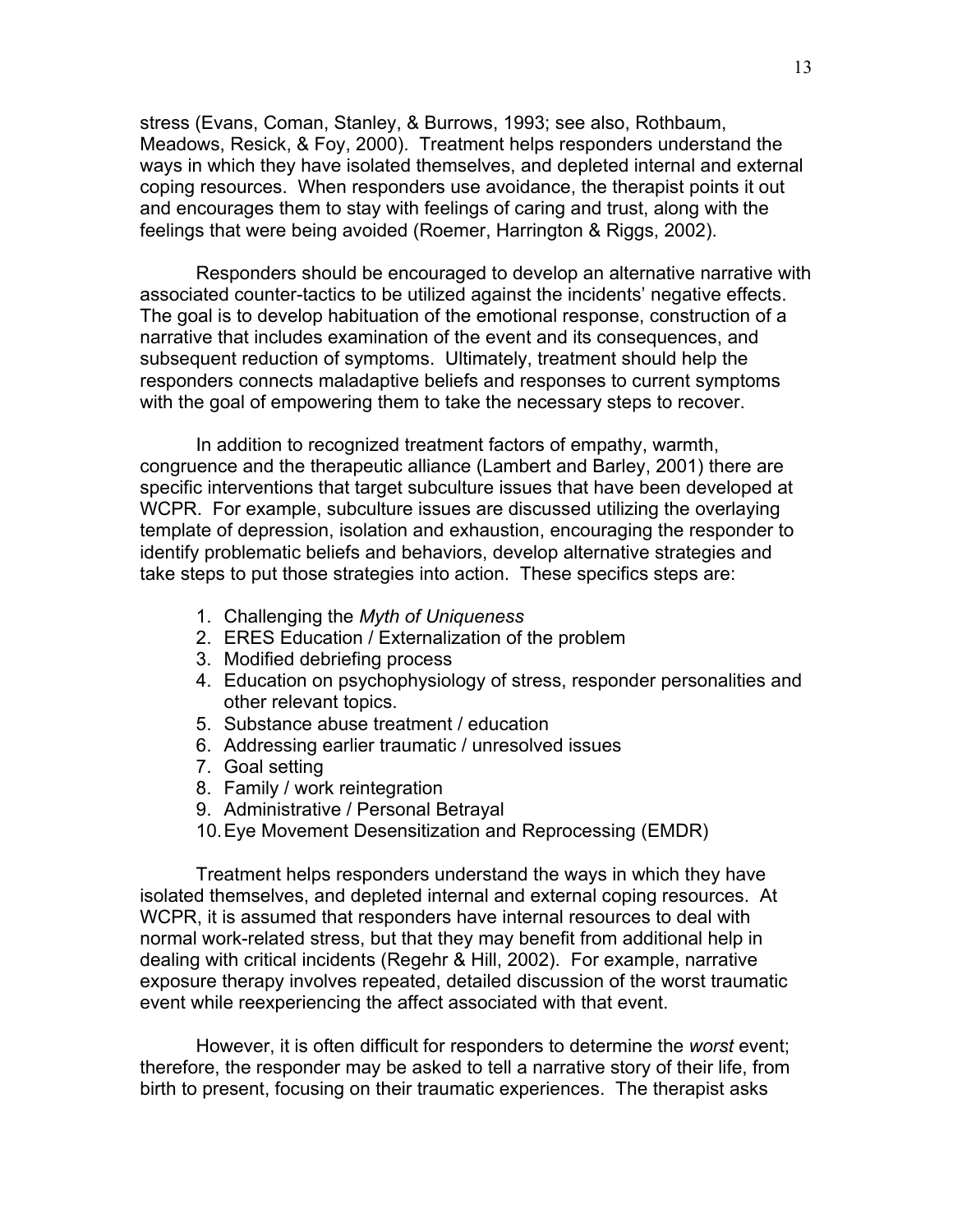stress (Evans, Coman, Stanley, & Burrows, 1993; see also, Rothbaum, Meadows, Resick, & Foy, 2000). Treatment helps responders understand the ways in which they have isolated themselves, and depleted internal and external coping resources. When responders use avoidance, the therapist points it out and encourages them to stay with feelings of caring and trust, along with the feelings that were being avoided (Roemer, Harrington & Riggs, 2002).

Responders should be encouraged to develop an alternative narrative with associated counter-tactics to be utilized against the incidents' negative effects. The goal is to develop habituation of the emotional response, construction of a narrative that includes examination of the event and its consequences, and subsequent reduction of symptoms. Ultimately, treatment should help the responders connects maladaptive beliefs and responses to current symptoms with the goal of empowering them to take the necessary steps to recover.

In addition to recognized treatment factors of empathy, warmth, congruence and the therapeutic alliance (Lambert and Barley, 2001) there are specific interventions that target subculture issues that have been developed at WCPR. For example, subculture issues are discussed utilizing the overlaying template of depression, isolation and exhaustion, encouraging the responder to identify problematic beliefs and behaviors, develop alternative strategies and take steps to put those strategies into action. These specifics steps are:

1. Challenging the *Myth of Uniqueness*
2. ERES Education / Externalization of the problem
3. Modified debriefing process
4. Education on psychophysiology of stress, responder personalities and other relevant topics.
5. Substance abuse treatment / education
6. Addressing earlier traumatic / unresolved issues
7. Goal setting
8. Family / work reintegration
9. Administrative / Personal Betrayal
10. Eye Movement Desensitization and Reprocessing (EMDR)

Treatment helps responders understand the ways in which they have isolated themselves, and depleted internal and external coping resources. At WCPR, it is assumed that responders have internal resources to deal with normal work-related stress, but that they may benefit from additional help in dealing with critical incidents (Regehr & Hill, 2002). For example, narrative exposure therapy involves repeated, detailed discussion of the worst traumatic event while reexperiencing the affect associated with that event.

However, it is often difficult for responders to determine the *worst* event; therefore, the responder may be asked to tell a narrative story of their life, from birth to present, focusing on their traumatic experiences. The therapist asks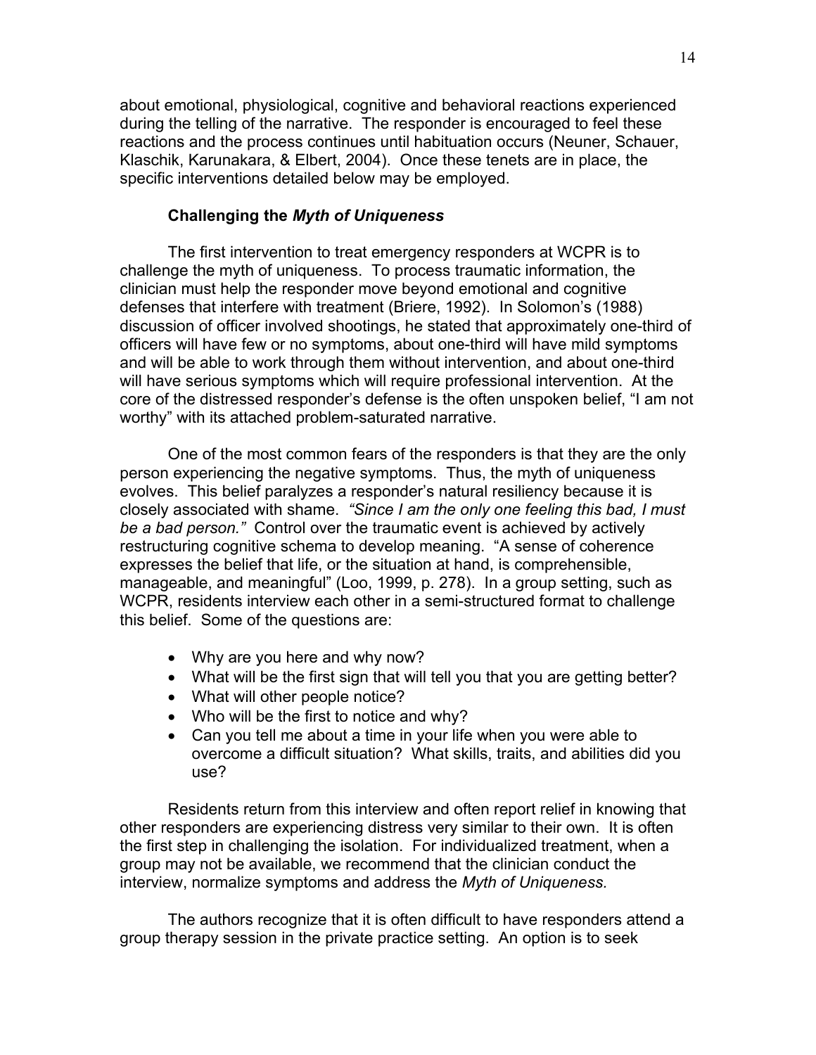about emotional, physiological, cognitive and behavioral reactions experienced during the telling of the narrative. The responder is encouraged to feel these reactions and the process continues until habituation occurs (Neuner, Schauer, Klaschik, Karunakara, & Elbert, 2004). Once these tenets are in place, the specific interventions detailed below may be employed.

### Challenging the *Myth of Uniqueness*

The first intervention to treat emergency responders at WCPR is to challenge the myth of uniqueness. To process traumatic information, the clinician must help the responder move beyond emotional and cognitive defenses that interfere with treatment (Briere, 1992). In Solomon's (1988) discussion of officer involved shootings, he stated that approximately one-third of officers will have few or no symptoms, about one-third will have mild symptoms and will be able to work through them without intervention, and about one-third will have serious symptoms which will require professional intervention. At the core of the distressed responder's defense is the often unspoken belief, "I am not worthy" with its attached problem-saturated narrative.

One of the most common fears of the responders is that they are the only person experiencing the negative symptoms. Thus, the myth of uniqueness evolves. This belief paralyzes a responder's natural resiliency because it is closely associated with shame. *"Since I am the only one feeling this bad, I must be a bad person."* Control over the traumatic event is achieved by actively restructuring cognitive schema to develop meaning. "A sense of coherence expresses the belief that life, or the situation at hand, is comprehensible, manageable, and meaningful" (Loo, 1999, p. 278). In a group setting, such as WCPR, residents interview each other in a semi-structured format to challenge this belief. Some of the questions are:

- Why are you here and why now?
- What will be the first sign that will tell you that you are getting better?
- What will other people notice?
- Who will be the first to notice and why?
- Can you tell me about a time in your life when you were able to overcome a difficult situation? What skills, traits, and abilities did you use?

Residents return from this interview and often report relief in knowing that other responders are experiencing distress very similar to their own. It is often the first step in challenging the isolation. For individualized treatment, when a group may not be available, we recommend that the clinician conduct the interview, normalize symptoms and address the *Myth of Uniqueness.*

The authors recognize that it is often difficult to have responders attend a group therapy session in the private practice setting. An option is to seek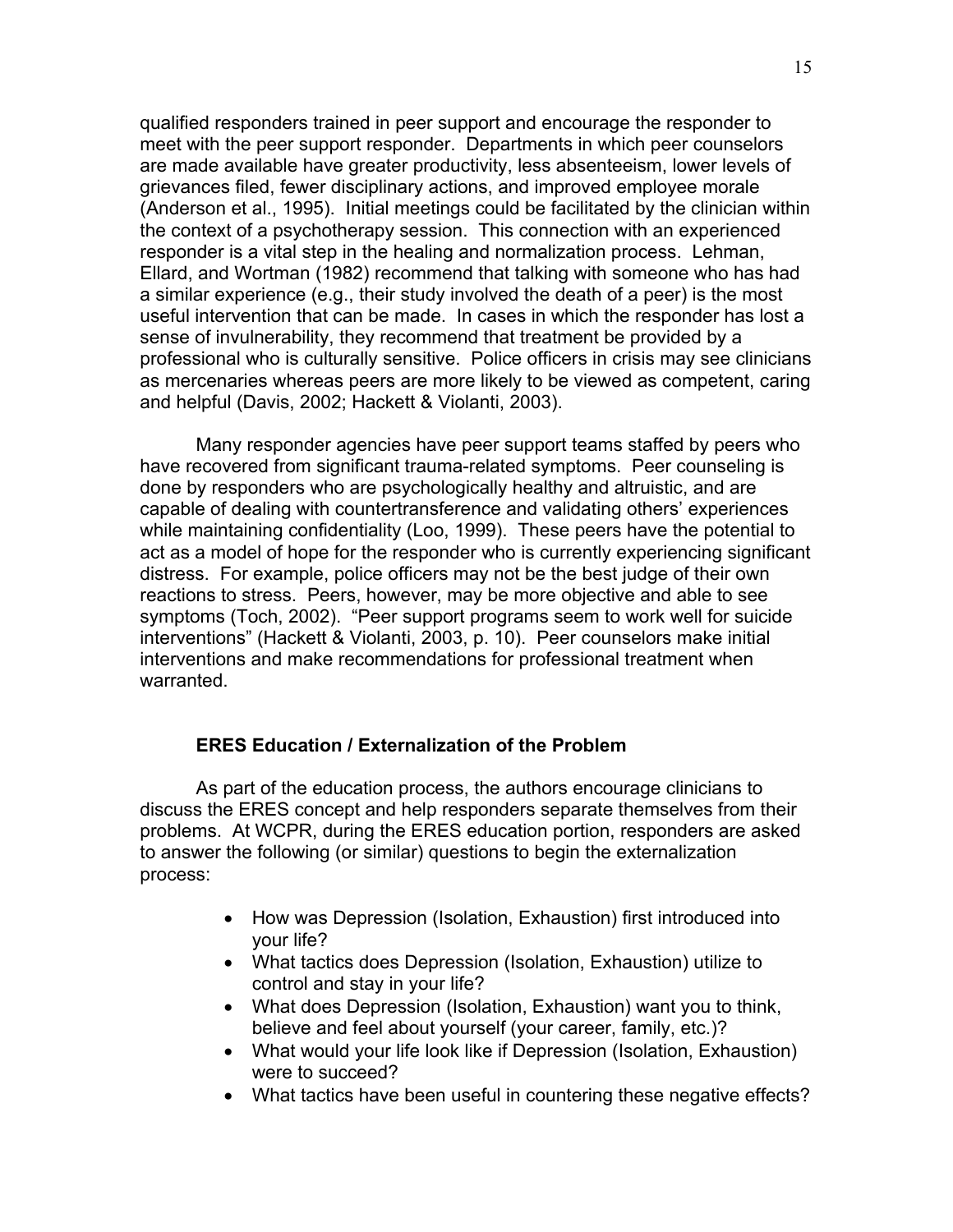qualified responders trained in peer support and encourage the responder to meet with the peer support responder. Departments in which peer counselors are made available have greater productivity, less absenteeism, lower levels of grievances filed, fewer disciplinary actions, and improved employee morale (Anderson et al., 1995). Initial meetings could be facilitated by the clinician within the context of a psychotherapy session. This connection with an experienced responder is a vital step in the healing and normalization process. Lehman, Ellard, and Wortman (1982) recommend that talking with someone who has had a similar experience (e.g., their study involved the death of a peer) is the most useful intervention that can be made. In cases in which the responder has lost a sense of invulnerability, they recommend that treatment be provided by a professional who is culturally sensitive. Police officers in crisis may see clinicians as mercenaries whereas peers are more likely to be viewed as competent, caring and helpful (Davis, 2002; Hackett & Violanti, 2003).

Many responder agencies have peer support teams staffed by peers who have recovered from significant trauma-related symptoms. Peer counseling is done by responders who are psychologically healthy and altruistic, and are capable of dealing with countertransference and validating others' experiences while maintaining confidentiality (Loo, 1999). These peers have the potential to act as a model of hope for the responder who is currently experiencing significant distress. For example, police officers may not be the best judge of their own reactions to stress. Peers, however, may be more objective and able to see symptoms (Toch, 2002). "Peer support programs seem to work well for suicide interventions" (Hackett & Violanti, 2003, p. 10). Peer counselors make initial interventions and make recommendations for professional treatment when warranted.

### ERES Education / Externalization of the Problem

As part of the education process, the authors encourage clinicians to discuss the ERES concept and help responders separate themselves from their problems. At WCPR, during the ERES education portion, responders are asked to answer the following (or similar) questions to begin the externalization process:

- How was Depression (Isolation, Exhaustion) first introduced into your life?
- What tactics does Depression (Isolation, Exhaustion) utilize to control and stay in your life?
- What does Depression (Isolation, Exhaustion) want you to think, believe and feel about yourself (your career, family, etc.)?
- What would your life look like if Depression (Isolation, Exhaustion) were to succeed?
- What tactics have been useful in countering these negative effects?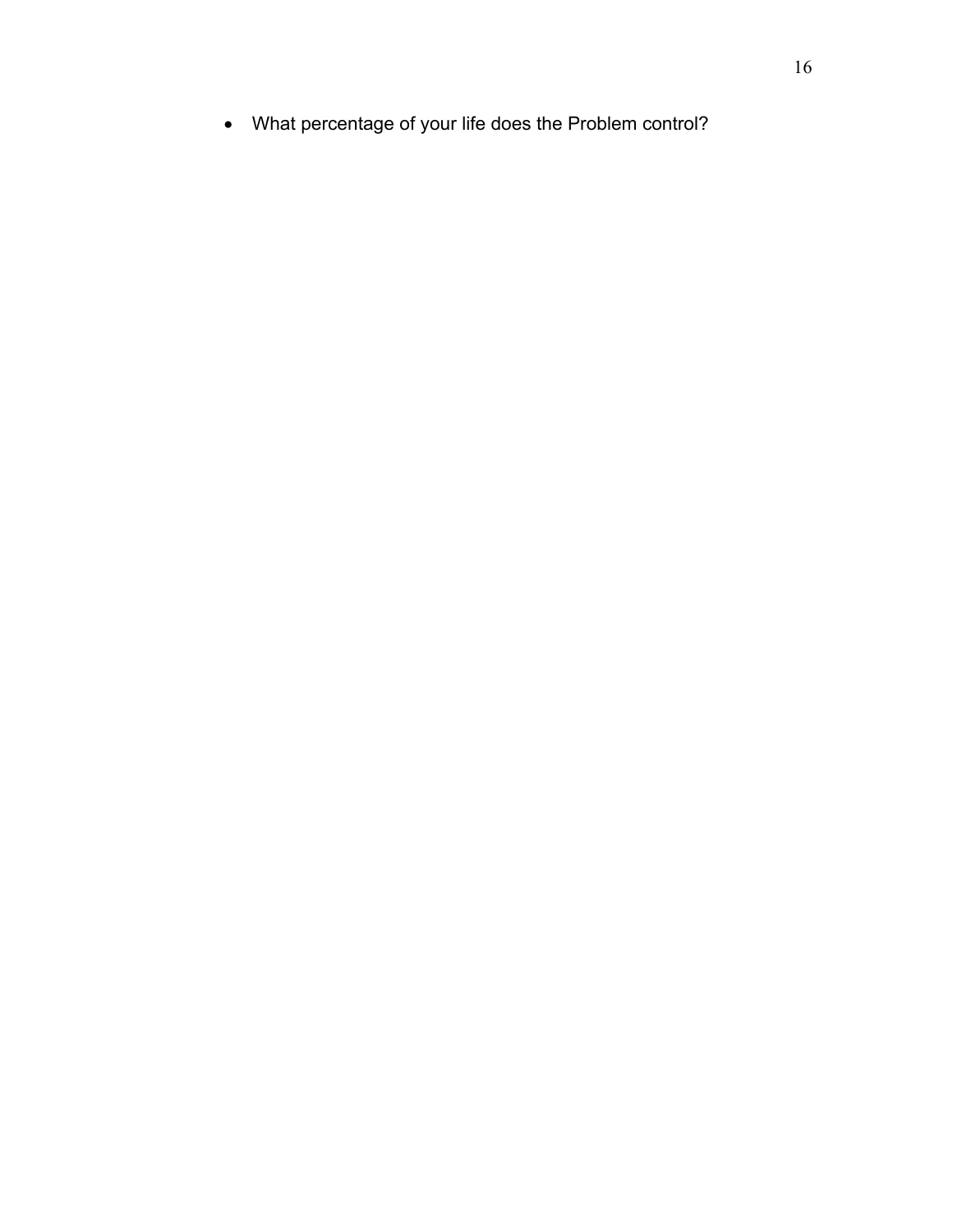- What percentage of your life does the Problem control?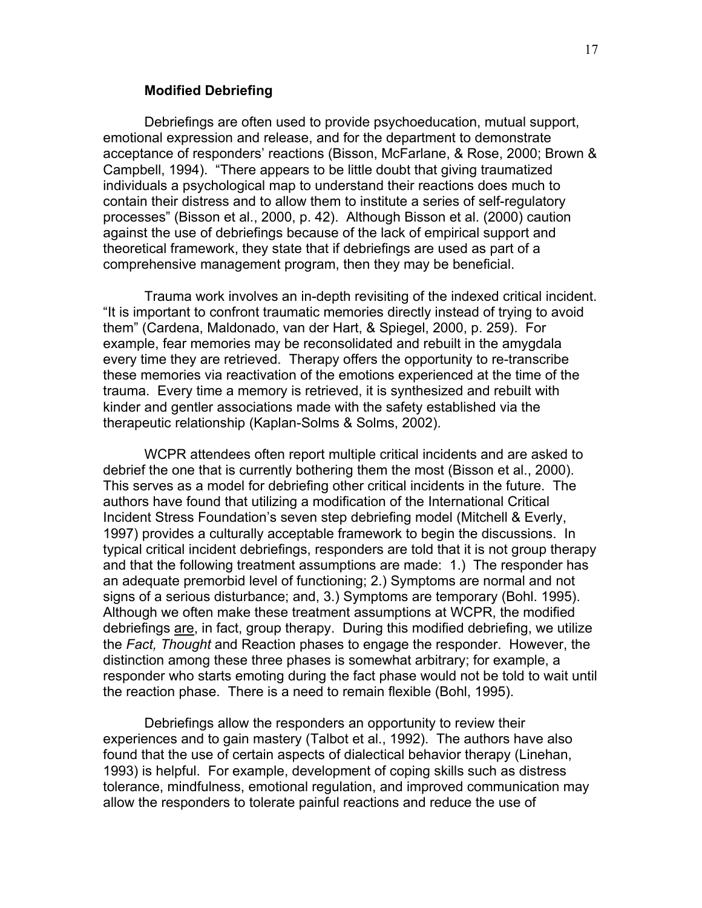### Modified Debriefing

Debriefings are often used to provide psychoeducation, mutual support, emotional expression and release, and for the department to demonstrate acceptance of responders' reactions (Bisson, McFarlane, & Rose, 2000; Brown & Campbell, 1994). "There appears to be little doubt that giving traumatized individuals a psychological map to understand their reactions does much to contain their distress and to allow them to institute a series of self-regulatory processes" (Bisson et al., 2000, p. 42). Although Bisson et al. (2000) caution against the use of debriefings because of the lack of empirical support and theoretical framework, they state that if debriefings are used as part of a comprehensive management program, then they may be beneficial.

Trauma work involves an in-depth revisiting of the indexed critical incident. "It is important to confront traumatic memories directly instead of trying to avoid them" (Cardena, Maldonado, van der Hart, & Spiegel, 2000, p. 259). For example, fear memories may be reconsolidated and rebuilt in the amygdala every time they are retrieved. Therapy offers the opportunity to re-transcribe these memories via reactivation of the emotions experienced at the time of the trauma. Every time a memory is retrieved, it is synthesized and rebuilt with kinder and gentler associations made with the safety established via the therapeutic relationship (Kaplan-Solms & Solms, 2002).

WCPR attendees often report multiple critical incidents and are asked to debrief the one that is currently bothering them the most (Bisson et al., 2000). This serves as a model for debriefing other critical incidents in the future. The authors have found that utilizing a modification of the International Critical Incident Stress Foundation's seven step debriefing model (Mitchell & Everly, 1997) provides a culturally acceptable framework to begin the discussions. In typical critical incident debriefings, responders are told that it is not group therapy and that the following treatment assumptions are made: 1.) The responder has an adequate premorbid level of functioning; 2.) Symptoms are normal and not signs of a serious disturbance; and, 3.) Symptoms are temporary (Bohl. 1995). Although we often make these treatment assumptions at WCPR, the modified debriefings <u>are</u>, in fact, group therapy. During this modified debriefing, we utilize the *Fact, Thought* and Reaction phases to engage the responder. However, the distinction among these three phases is somewhat arbitrary; for example, a responder who starts emoting during the fact phase would not be told to wait until the reaction phase. There is a need to remain flexible (Bohl, 1995).

Debriefings allow the responders an opportunity to review their experiences and to gain mastery (Talbot et al., 1992). The authors have also found that the use of certain aspects of dialectical behavior therapy (Linehan, 1993) is helpful. For example, development of coping skills such as distress tolerance, mindfulness, emotional regulation, and improved communication may allow the responders to tolerate painful reactions and reduce the use of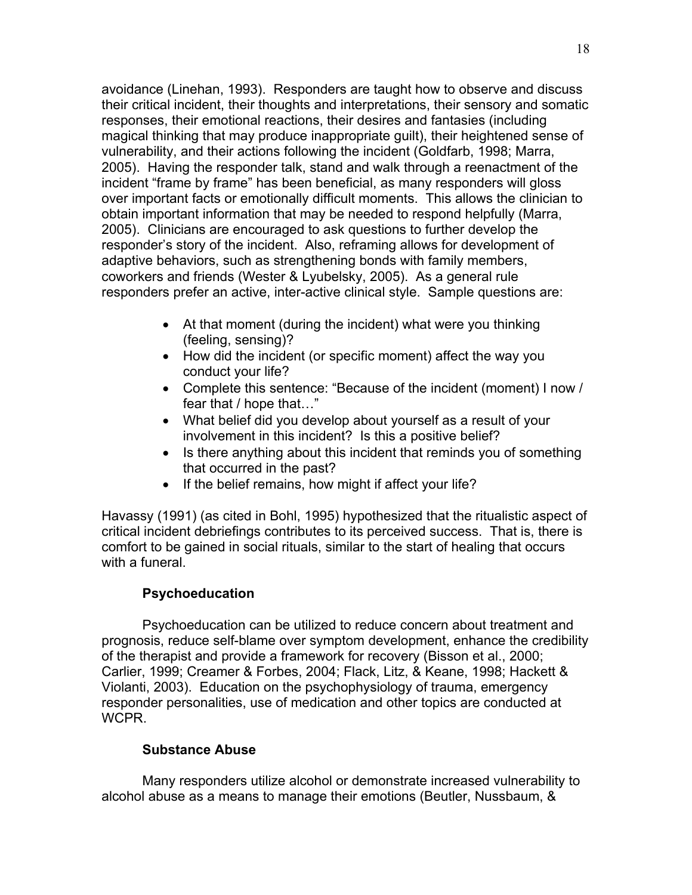avoidance (Linehan, 1993). Responders are taught how to observe and discuss their critical incident, their thoughts and interpretations, their sensory and somatic responses, their emotional reactions, their desires and fantasies (including magical thinking that may produce inappropriate guilt), their heightened sense of vulnerability, and their actions following the incident (Goldfarb, 1998; Marra, 2005). Having the responder talk, stand and walk through a reenactment of the incident "frame by frame" has been beneficial, as many responders will gloss over important facts or emotionally difficult moments. This allows the clinician to obtain important information that may be needed to respond helpfully (Marra, 2005). Clinicians are encouraged to ask questions to further develop the responder's story of the incident. Also, reframing allows for development of adaptive behaviors, such as strengthening bonds with family members, coworkers and friends (Wester & Lyubelsky, 2005). As a general rule responders prefer an active, inter-active clinical style. Sample questions are:

- At that moment (during the incident) what were you thinking (feeling, sensing)?
- How did the incident (or specific moment) affect the way you conduct your life?
- Complete this sentence: "Because of the incident (moment) I now / fear that / hope that…"
- What belief did you develop about yourself as a result of your involvement in this incident? Is this a positive belief?
- Is there anything about this incident that reminds you of something that occurred in the past?
- If the belief remains, how might if affect your life?

Havassy (1991) (as cited in Bohl, 1995) hypothesized that the ritualistic aspect of critical incident debriefings contributes to its perceived success. That is, there is comfort to be gained in social rituals, similar to the start of healing that occurs with a funeral.

### Psychoeducation

Psychoeducation can be utilized to reduce concern about treatment and prognosis, reduce self-blame over symptom development, enhance the credibility of the therapist and provide a framework for recovery (Bisson et al., 2000; Carlier, 1999; Creamer & Forbes, 2004; Flack, Litz, & Keane, 1998; Hackett & Violanti, 2003). Education on the psychophysiology of trauma, emergency responder personalities, use of medication and other topics are conducted at WCPR.

### Substance Abuse

Many responders utilize alcohol or demonstrate increased vulnerability to alcohol abuse as a means to manage their emotions (Beutler, Nussbaum, &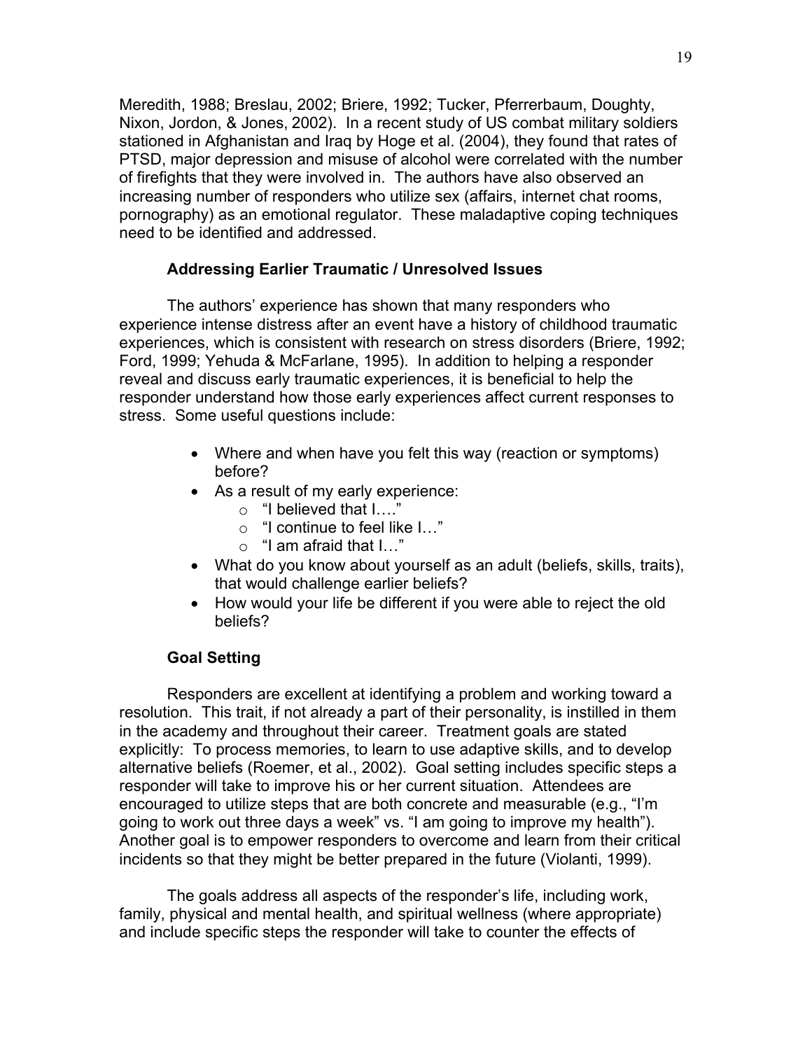Meredith, 1988; Breslau, 2002; Briere, 1992; Tucker, Pferrerbaum, Doughty, Nixon, Jordon, & Jones, 2002). In a recent study of US combat military soldiers stationed in Afghanistan and Iraq by Hoge et al. (2004), they found that rates of PTSD, major depression and misuse of alcohol were correlated with the number of firefights that they were involved in. The authors have also observed an increasing number of responders who utilize sex (affairs, internet chat rooms, pornography) as an emotional regulator. These maladaptive coping techniques need to be identified and addressed.

### Addressing Earlier Traumatic / Unresolved Issues

The authors' experience has shown that many responders who experience intense distress after an event have a history of childhood traumatic experiences, which is consistent with research on stress disorders (Briere, 1992; Ford, 1999; Yehuda & McFarlane, 1995). In addition to helping a responder reveal and discuss early traumatic experiences, it is beneficial to help the responder understand how those early experiences affect current responses to stress. Some useful questions include:

- Where and when have you felt this way (reaction or symptoms) before?
- As a result of my early experience:
  - "I believed that I…."
  - "I continue to feel like I…"
  - "I am afraid that I…"
- What do you know about yourself as an adult (beliefs, skills, traits), that would challenge earlier beliefs?
- How would your life be different if you were able to reject the old beliefs?

### Goal Setting

Responders are excellent at identifying a problem and working toward a resolution. This trait, if not already a part of their personality, is instilled in them in the academy and throughout their career. Treatment goals are stated explicitly: To process memories, to learn to use adaptive skills, and to develop alternative beliefs (Roemer, et al., 2002). Goal setting includes specific steps a responder will take to improve his or her current situation. Attendees are encouraged to utilize steps that are both concrete and measurable (e.g., "I'm going to work out three days a week" vs. "I am going to improve my health"). Another goal is to empower responders to overcome and learn from their critical incidents so that they might be better prepared in the future (Violanti, 1999).

The goals address all aspects of the responder's life, including work, family, physical and mental health, and spiritual wellness (where appropriate) and include specific steps the responder will take to counter the effects of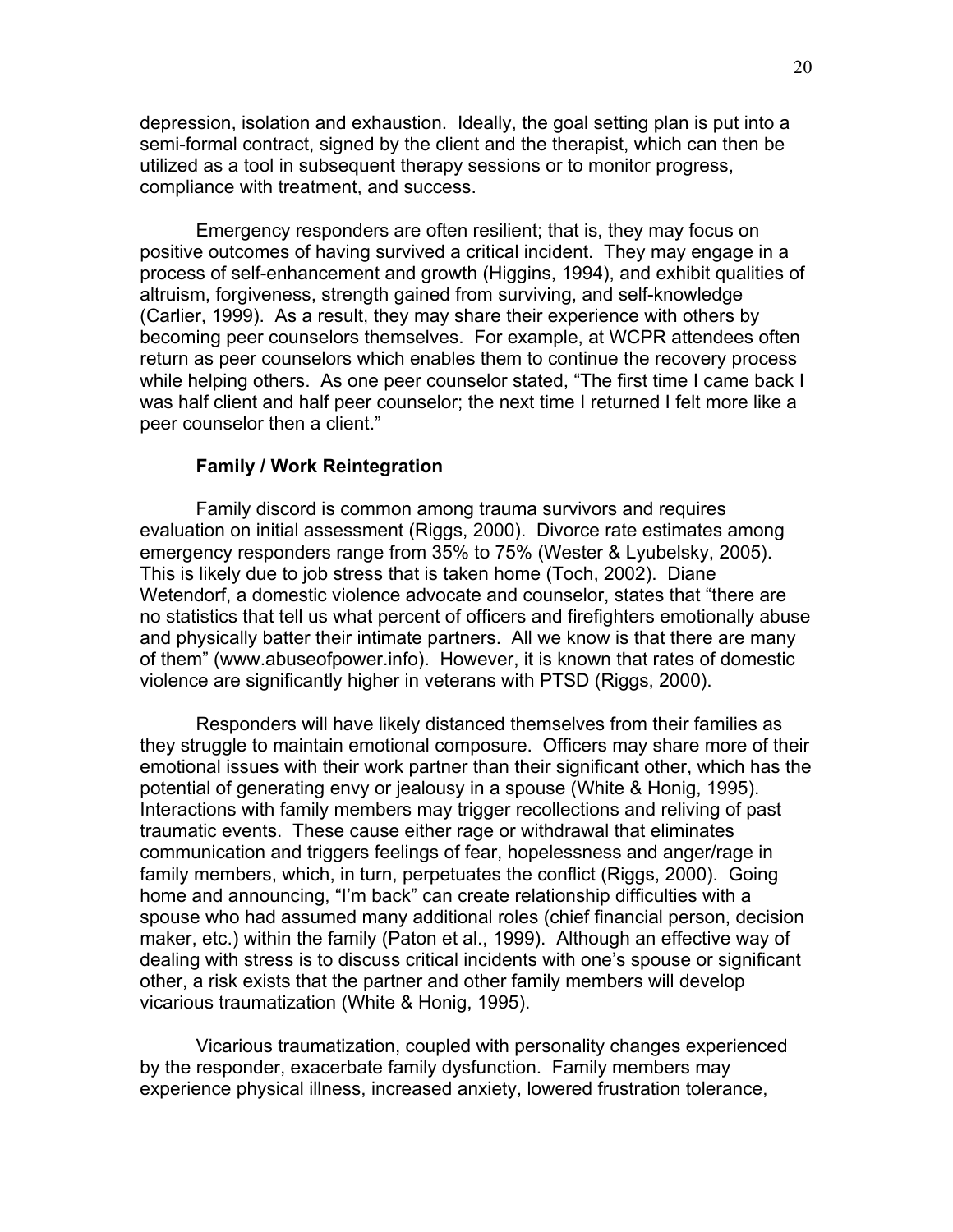depression, isolation and exhaustion. Ideally, the goal setting plan is put into a semi-formal contract, signed by the client and the therapist, which can then be utilized as a tool in subsequent therapy sessions or to monitor progress, compliance with treatment, and success.

Emergency responders are often resilient; that is, they may focus on positive outcomes of having survived a critical incident. They may engage in a process of self-enhancement and growth (Higgins, 1994), and exhibit qualities of altruism, forgiveness, strength gained from surviving, and self-knowledge (Carlier, 1999). As a result, they may share their experience with others by becoming peer counselors themselves. For example, at WCPR attendees often return as peer counselors which enables them to continue the recovery process while helping others. As one peer counselor stated, "The first time I came back I was half client and half peer counselor; the next time I returned I felt more like a peer counselor then a client."

**Family / Work Reintegration**

Family discord is common among trauma survivors and requires evaluation on initial assessment (Riggs, 2000). Divorce rate estimates among emergency responders range from 35% to 75% (Wester & Lyubelsky, 2005). This is likely due to job stress that is taken home (Toch, 2002). Diane Wetendorf, a domestic violence advocate and counselor, states that "there are no statistics that tell us what percent of officers and firefighters emotionally abuse and physically batter their intimate partners. All we know is that there are many of them" (www.abuseofpower.info). However, it is known that rates of domestic violence are significantly higher in veterans with PTSD (Riggs, 2000).

Responders will have likely distanced themselves from their families as they struggle to maintain emotional composure. Officers may share more of their emotional issues with their work partner than their significant other, which has the potential of generating envy or jealousy in a spouse (White & Honig, 1995). Interactions with family members may trigger recollections and reliving of past traumatic events. These cause either rage or withdrawal that eliminates communication and triggers feelings of fear, hopelessness and anger/rage in family members, which, in turn, perpetuates the conflict (Riggs, 2000). Going home and announcing, "I'm back" can create relationship difficulties with a spouse who had assumed many additional roles (chief financial person, decision maker, etc.) within the family (Paton et al., 1999). Although an effective way of dealing with stress is to discuss critical incidents with one's spouse or significant other, a risk exists that the partner and other family members will develop vicarious traumatization (White & Honig, 1995).

Vicarious traumatization, coupled with personality changes experienced by the responder, exacerbate family dysfunction. Family members may experience physical illness, increased anxiety, lowered frustration tolerance,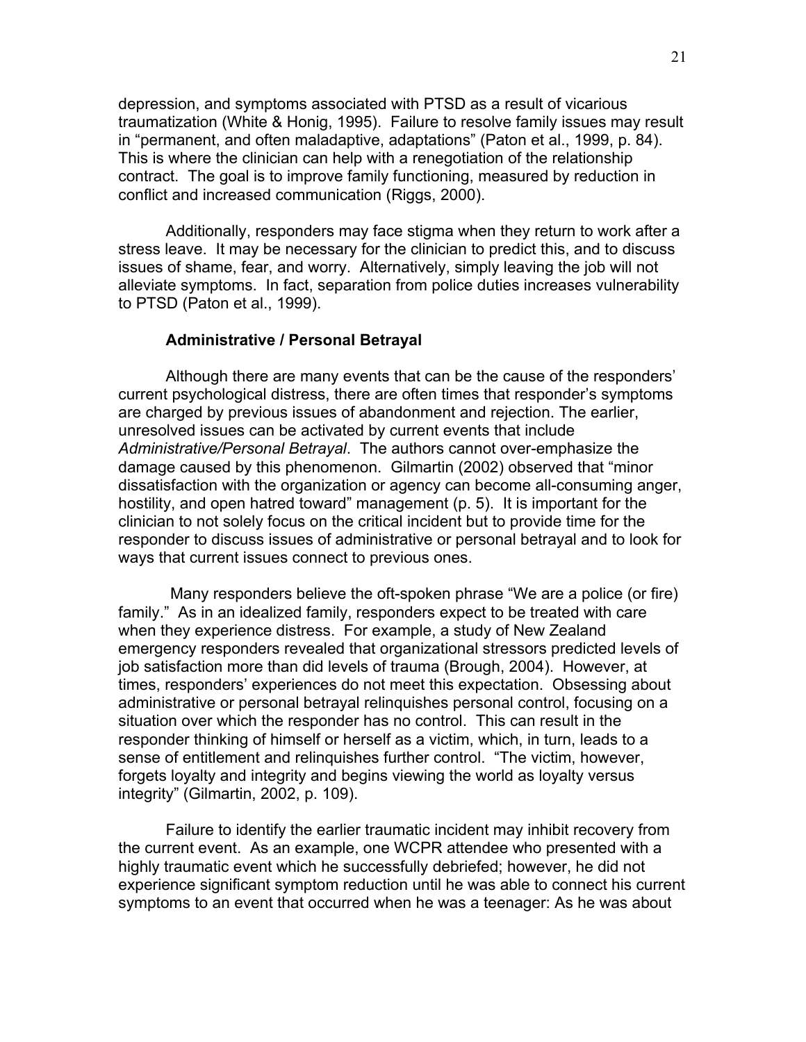depression, and symptoms associated with PTSD as a result of vicarious traumatization (White & Honig, 1995). Failure to resolve family issues may result in "permanent, and often maladaptive, adaptations" (Paton et al., 1999, p. 84). This is where the clinician can help with a renegotiation of the relationship contract. The goal is to improve family functioning, measured by reduction in conflict and increased communication (Riggs, 2000).

Additionally, responders may face stigma when they return to work after a stress leave. It may be necessary for the clinician to predict this, and to discuss issues of shame, fear, and worry. Alternatively, simply leaving the job will not alleviate symptoms. In fact, separation from police duties increases vulnerability to PTSD (Paton et al., 1999).

### Administrative / Personal Betrayal

Although there are many events that can be the cause of the responders' current psychological distress, there are often times that responder's symptoms are charged by previous issues of abandonment and rejection. The earlier, unresolved issues can be activated by current events that include *Administrative/Personal Betrayal*. The authors cannot over-emphasize the damage caused by this phenomenon. Gilmartin (2002) observed that "minor dissatisfaction with the organization or agency can become all-consuming anger, hostility, and open hatred toward" management (p. 5). It is important for the clinician to not solely focus on the critical incident but to provide time for the responder to discuss issues of administrative or personal betrayal and to look for ways that current issues connect to previous ones.

Many responders believe the oft-spoken phrase "We are a police (or fire) family." As in an idealized family, responders expect to be treated with care when they experience distress. For example, a study of New Zealand emergency responders revealed that organizational stressors predicted levels of job satisfaction more than did levels of trauma (Brough, 2004). However, at times, responders' experiences do not meet this expectation. Obsessing about administrative or personal betrayal relinquishes personal control, focusing on a situation over which the responder has no control. This can result in the responder thinking of himself or herself as a victim, which, in turn, leads to a sense of entitlement and relinquishes further control. "The victim, however, forgets loyalty and integrity and begins viewing the world as loyalty versus integrity" (Gilmartin, 2002, p. 109).

Failure to identify the earlier traumatic incident may inhibit recovery from the current event. As an example, one WCPR attendee who presented with a highly traumatic event which he successfully debriefed; however, he did not experience significant symptom reduction until he was able to connect his current symptoms to an event that occurred when he was a teenager: As he was about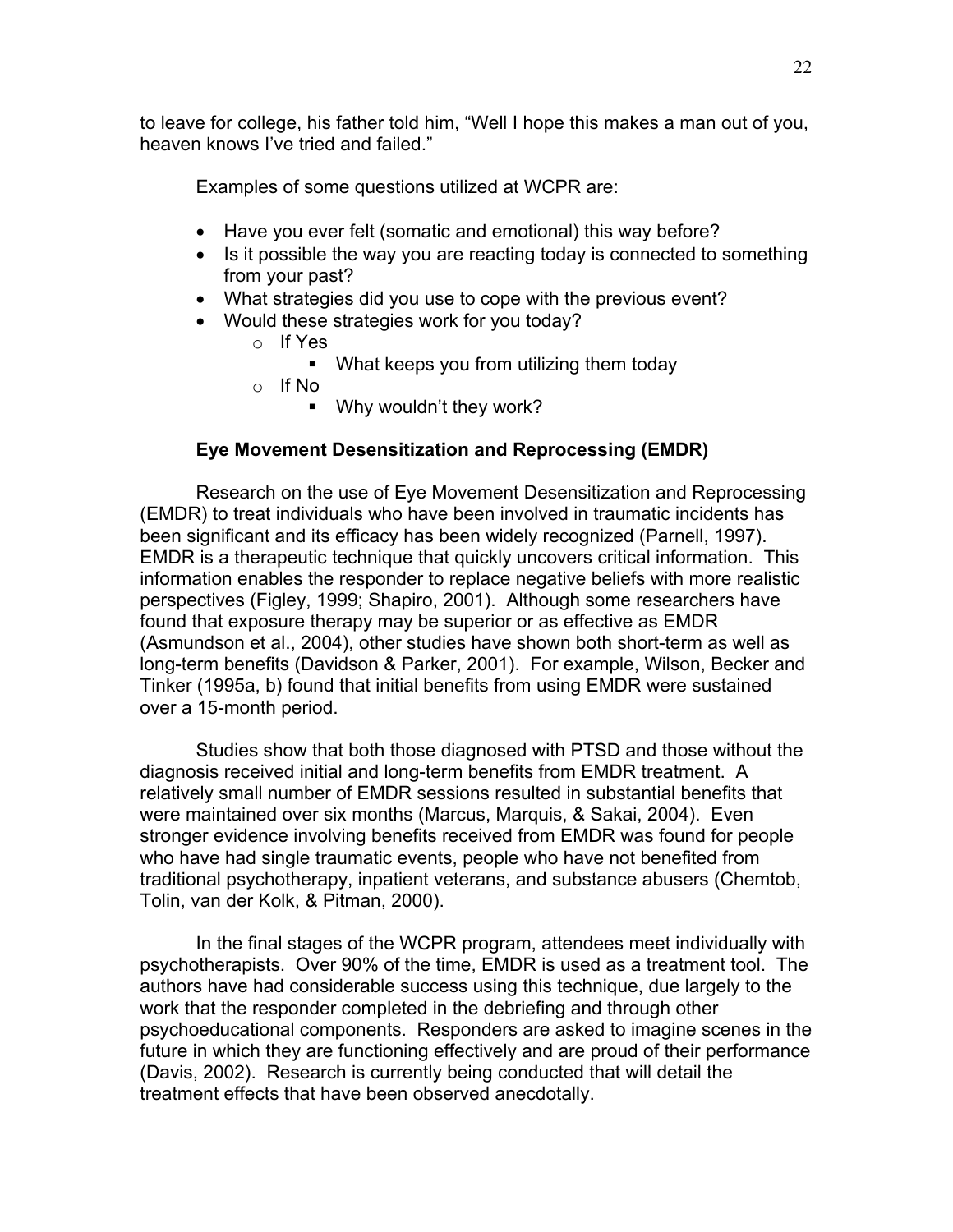to leave for college, his father told him, "Well I hope this makes a man out of you, heaven knows I've tried and failed."

Examples of some questions utilized at WCPR are:

- Have you ever felt (somatic and emotional) this way before?
- Is it possible the way you are reacting today is connected to something from your past?
- What strategies did you use to cope with the previous event?
- Would these strategies work for you today?
  - If Yes
    - What keeps you from utilizing them today
  - If No
    - Why wouldn't they work?

### Eye Movement Desensitization and Reprocessing (EMDR)

Research on the use of Eye Movement Desensitization and Reprocessing (EMDR) to treat individuals who have been involved in traumatic incidents has been significant and its efficacy has been widely recognized (Parnell, 1997). EMDR is a therapeutic technique that quickly uncovers critical information. This information enables the responder to replace negative beliefs with more realistic perspectives (Figley, 1999; Shapiro, 2001). Although some researchers have found that exposure therapy may be superior or as effective as EMDR (Asmundson et al., 2004), other studies have shown both short-term as well as long-term benefits (Davidson & Parker, 2001). For example, Wilson, Becker and Tinker (1995a, b) found that initial benefits from using EMDR were sustained over a 15-month period.

Studies show that both those diagnosed with PTSD and those without the diagnosis received initial and long-term benefits from EMDR treatment. A relatively small number of EMDR sessions resulted in substantial benefits that were maintained over six months (Marcus, Marquis, & Sakai, 2004). Even stronger evidence involving benefits received from EMDR was found for people who have had single traumatic events, people who have not benefited from traditional psychotherapy, inpatient veterans, and substance abusers (Chemtob, Tolin, van der Kolk, & Pitman, 2000).

In the final stages of the WCPR program, attendees meet individually with psychotherapists. Over 90% of the time, EMDR is used as a treatment tool. The authors have had considerable success using this technique, due largely to the work that the responder completed in the debriefing and through other psychoeducational components. Responders are asked to imagine scenes in the future in which they are functioning effectively and are proud of their performance (Davis, 2002). Research is currently being conducted that will detail the treatment effects that have been observed anecdotally.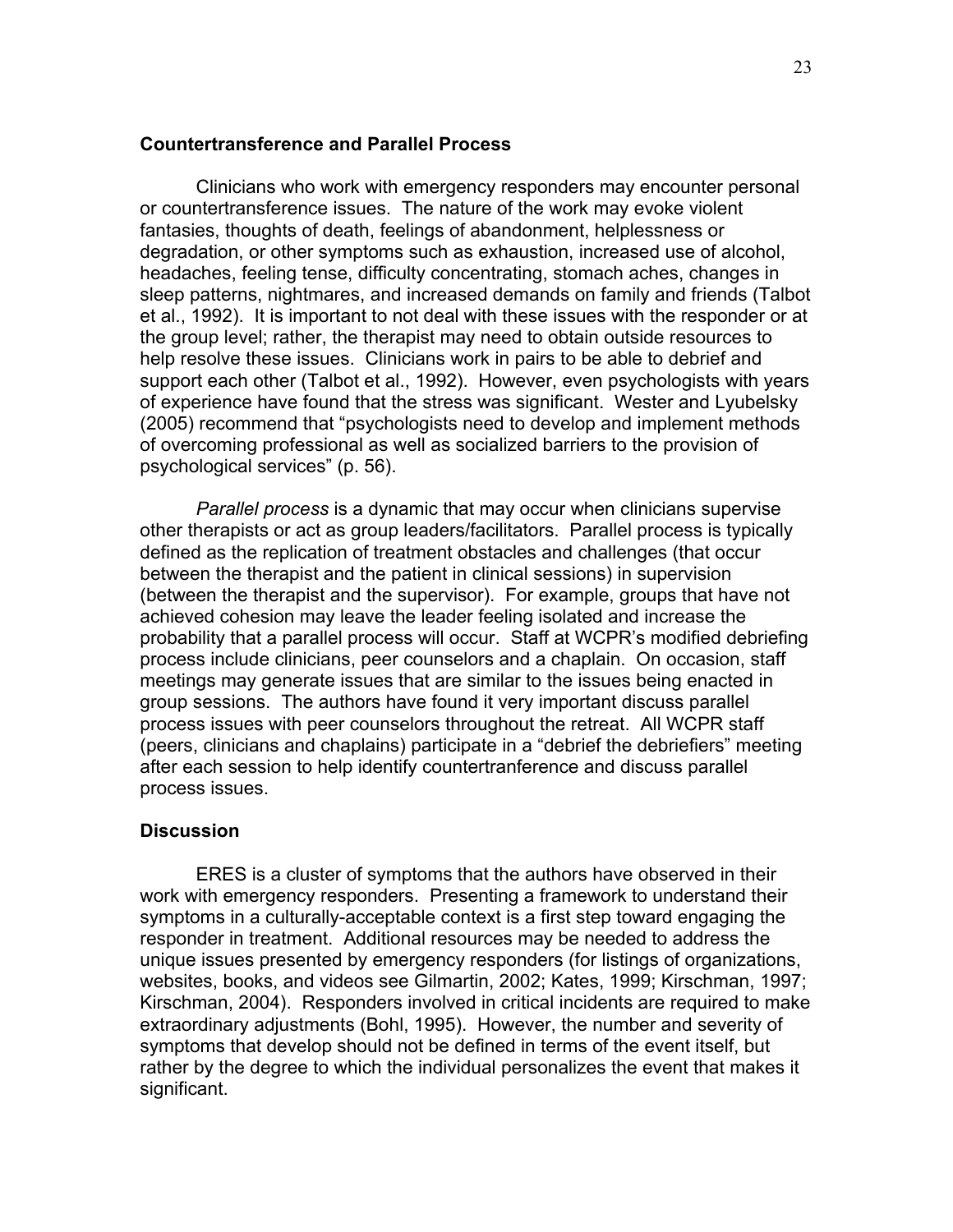### Countertransference and Parallel Process

Clinicians who work with emergency responders may encounter personal or countertransference issues. The nature of the work may evoke violent fantasies, thoughts of death, feelings of abandonment, helplessness or degradation, or other symptoms such as exhaustion, increased use of alcohol, headaches, feeling tense, difficulty concentrating, stomach aches, changes in sleep patterns, nightmares, and increased demands on family and friends (Talbot et al., 1992). It is important to not deal with these issues with the responder or at the group level; rather, the therapist may need to obtain outside resources to help resolve these issues. Clinicians work in pairs to be able to debrief and support each other (Talbot et al., 1992). However, even psychologists with years of experience have found that the stress was significant. Wester and Lyubelsky (2005) recommend that "psychologists need to develop and implement methods of overcoming professional as well as socialized barriers to the provision of psychological services" (p. 56).

*Parallel process* is a dynamic that may occur when clinicians supervise other therapists or act as group leaders/facilitators. Parallel process is typically defined as the replication of treatment obstacles and challenges (that occur between the therapist and the patient in clinical sessions) in supervision (between the therapist and the supervisor). For example, groups that have not achieved cohesion may leave the leader feeling isolated and increase the probability that a parallel process will occur. Staff at WCPR's modified debriefing process include clinicians, peer counselors and a chaplain. On occasion, staff meetings may generate issues that are similar to the issues being enacted in group sessions. The authors have found it very important discuss parallel process issues with peer counselors throughout the retreat. All WCPR staff (peers, clinicians and chaplains) participate in a "debrief the debriefiers" meeting after each session to help identify countertranference and discuss parallel process issues.

### Discussion

ERES is a cluster of symptoms that the authors have observed in their work with emergency responders. Presenting a framework to understand their symptoms in a culturally-acceptable context is a first step toward engaging the responder in treatment. Additional resources may be needed to address the unique issues presented by emergency responders (for listings of organizations, websites, books, and videos see Gilmartin, 2002; Kates, 1999; Kirschman, 1997; Kirschman, 2004). Responders involved in critical incidents are required to make extraordinary adjustments (Bohl, 1995). However, the number and severity of symptoms that develop should not be defined in terms of the event itself, but rather by the degree to which the individual personalizes the event that makes it significant.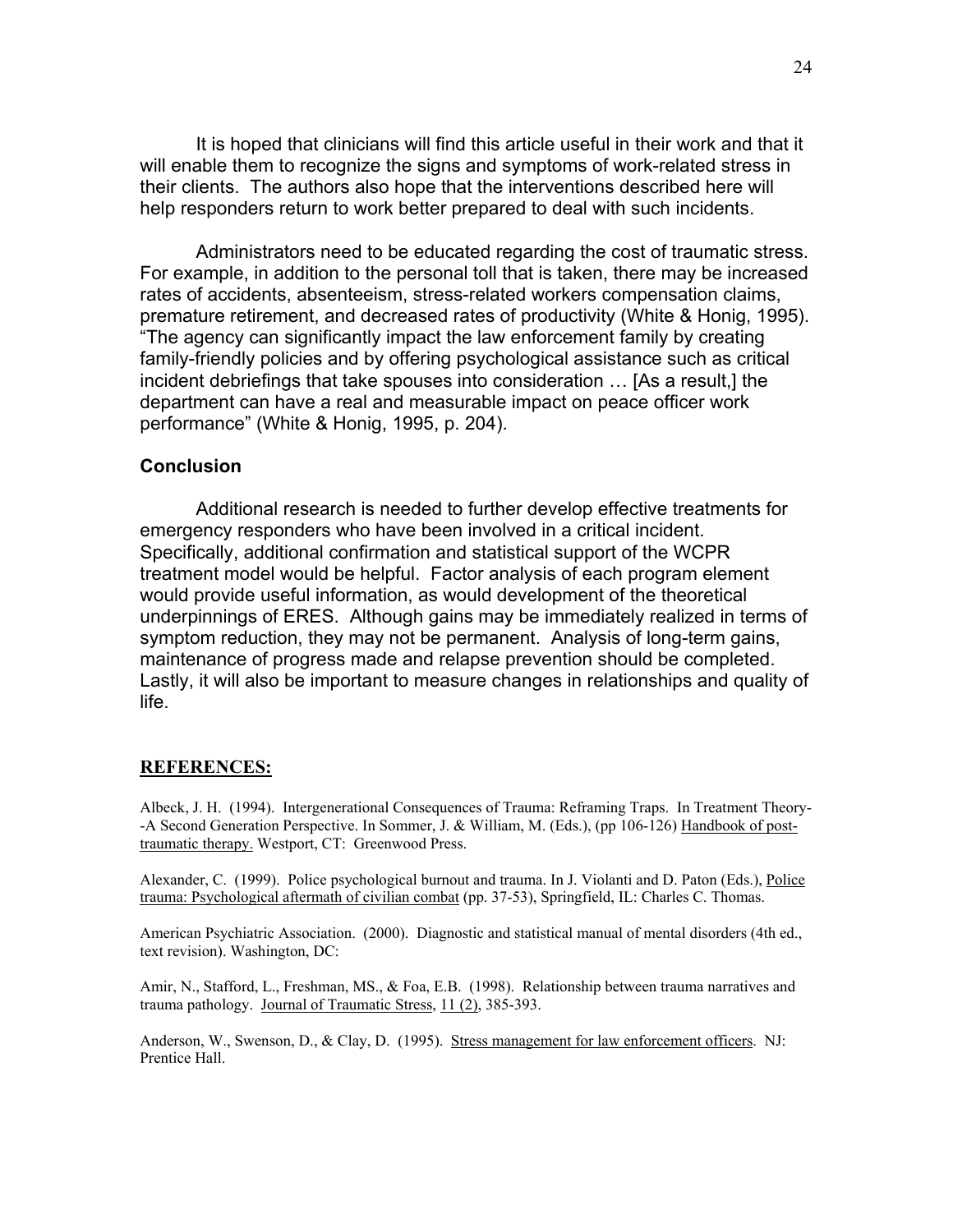It is hoped that clinicians will find this article useful in their work and that it will enable them to recognize the signs and symptoms of work-related stress in their clients. The authors also hope that the interventions described here will help responders return to work better prepared to deal with such incidents.

Administrators need to be educated regarding the cost of traumatic stress. For example, in addition to the personal toll that is taken, there may be increased rates of accidents, absenteeism, stress-related workers compensation claims, premature retirement, and decreased rates of productivity (White & Honig, 1995). "The agency can significantly impact the law enforcement family by creating family-friendly policies and by offering psychological assistance such as critical incident debriefings that take spouses into consideration … [As a result,] the department can have a real and measurable impact on peace officer work performance" (White & Honig, 1995, p. 204).

### Conclusion

Additional research is needed to further develop effective treatments for emergency responders who have been involved in a critical incident. Specifically, additional confirmation and statistical support of the WCPR treatment model would be helpful. Factor analysis of each program element would provide useful information, as would development of the theoretical underpinnings of ERES. Although gains may be immediately realized in terms of symptom reduction, they may not be permanent. Analysis of long-term gains, maintenance of progress made and relapse prevention should be completed. Lastly, it will also be important to measure changes in relationships and quality of life.

### REFERENCES:

Albeck, J. H. (1994). Intergenerational Consequences of Trauma: Reframing Traps. In Treatment Theory--A Second Generation Perspective. In Sommer, J. & William, M. (Eds.), (pp 106-126) Handbook of post-traumatic therapy. Westport, CT: Greenwood Press.

Alexander, C. (1999). Police psychological burnout and trauma. In J. Violanti and D. Paton (Eds.), Police trauma: Psychological aftermath of civilian combat (pp. 37-53), Springfield, IL: Charles C. Thomas.

American Psychiatric Association. (2000). Diagnostic and statistical manual of mental disorders (4th ed., text revision). Washington, DC:

Amir, N., Stafford, L., Freshman, MS., & Foa, E.B. (1998). Relationship between trauma narratives and trauma pathology. Journal of Traumatic Stress, 11 (2), 385-393.

Anderson, W., Swenson, D., & Clay, D. (1995). Stress management for law enforcement officers. NJ: Prentice Hall.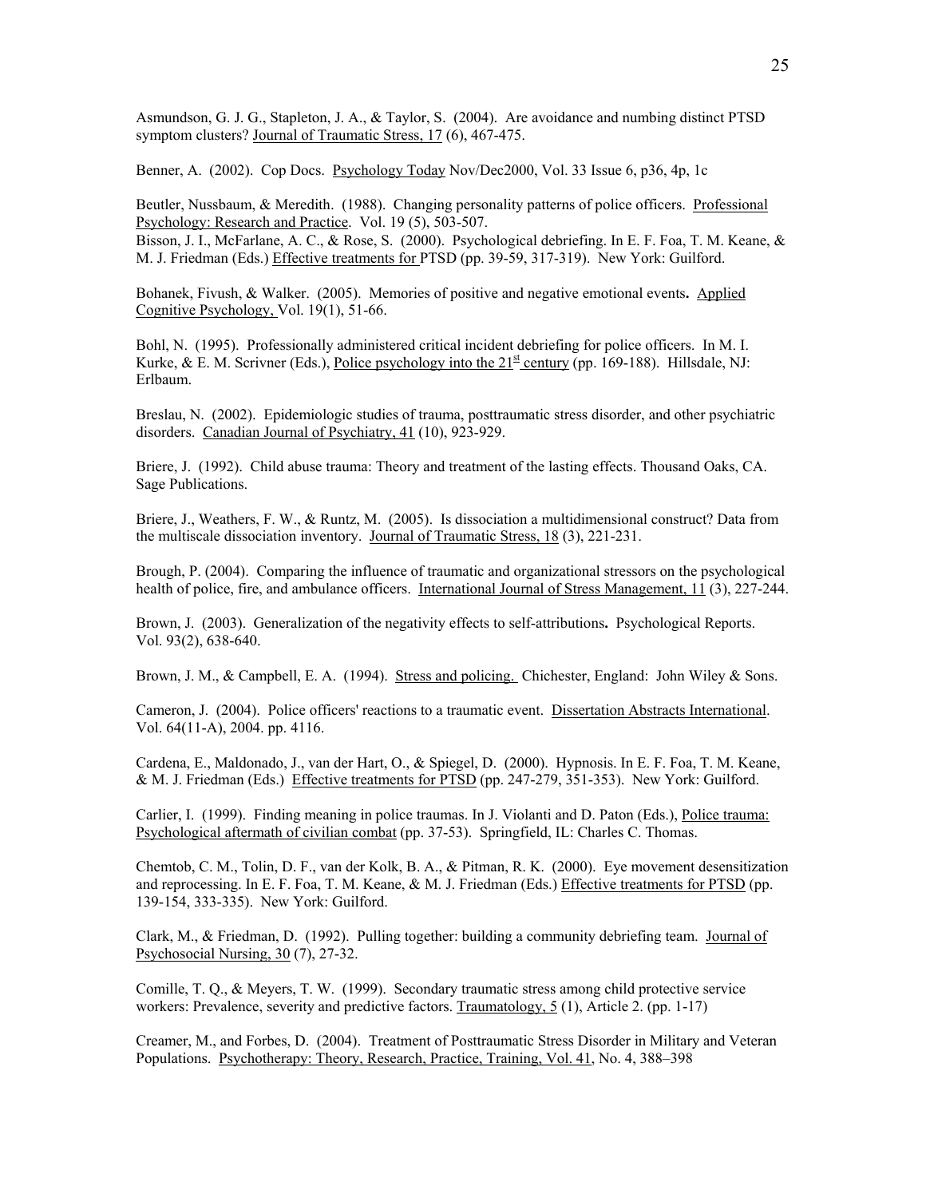Asmundson, G. J. G., Stapleton, J. A., & Taylor, S. (2004). Are avoidance and numbing distinct PTSD symptom clusters? Journal of Traumatic Stress, 17 (6), 467-475.

Benner, A. (2002). Cop Docs. Psychology Today Nov/Dec2000, Vol. 33 Issue 6, p36, 4p, 1c

Beutler, Nussbaum, & Meredith. (1988). Changing personality patterns of police officers. Professional Psychology: Research and Practice. Vol. 19 (5), 503-507.

Bisson, J. I., McFarlane, A. C., & Rose, S. (2000). Psychological debriefing. In E. F. Foa, T. M. Keane, & M. J. Friedman (Eds.) Effective treatments for PTSD (pp. 39-59, 317-319). New York: Guilford.

Bohanek, Fivush, & Walker. (2005). Memories of positive and negative emotional events. Applied Cognitive Psychology, Vol. 19(1), 51-66.

Bohl, N. (1995). Professionally administered critical incident debriefing for police officers. In M. I. Kurke, & E. M. Scrivner (Eds.), Police psychology into the 21st century (pp. 169-188). Hillsdale, NJ: Erlbaum.

Breslau, N. (2002). Epidemiologic studies of trauma, posttraumatic stress disorder, and other psychiatric disorders. Canadian Journal of Psychiatry, 41 (10), 923-929.

Briere, J. (1992). Child abuse trauma: Theory and treatment of the lasting effects. Thousand Oaks, CA. Sage Publications.

Briere, J., Weathers, F. W., & Runtz, M. (2005). Is dissociation a multidimensional construct? Data from the multiscale dissociation inventory. Journal of Traumatic Stress, 18 (3), 221-231.

Brough, P. (2004). Comparing the influence of traumatic and organizational stressors on the psychological health of police, fire, and ambulance officers. International Journal of Stress Management, 11 (3), 227-244.

Brown, J. (2003). Generalization of the negativity effects to self-attributions. Psychological Reports. Vol. 93(2), 638-640.

Brown, J. M., & Campbell, E. A. (1994). Stress and policing. Chichester, England: John Wiley & Sons.

Cameron, J. (2004). Police officers' reactions to a traumatic event. Dissertation Abstracts International. Vol. 64(11-A), 2004. pp. 4116.

Cardena, E., Maldonado, J., van der Hart, O., & Spiegel, D. (2000). Hypnosis. In E. F. Foa, T. M. Keane, & M. J. Friedman (Eds.) Effective treatments for PTSD (pp. 247-279, 351-353). New York: Guilford.

Carlier, I. (1999). Finding meaning in police traumas. In J. Violanti and D. Paton (Eds.), Police trauma: Psychological aftermath of civilian combat (pp. 37-53). Springfield, IL: Charles C. Thomas.

Chemtob, C. M., Tolin, D. F., van der Kolk, B. A., & Pitman, R. K. (2000). Eye movement desensitization and reprocessing. In E. F. Foa, T. M. Keane, & M. J. Friedman (Eds.) Effective treatments for PTSD (pp. 139-154, 333-335). New York: Guilford.

Clark, M., & Friedman, D. (1992). Pulling together: building a community debriefing team. Journal of Psychosocial Nursing, 30 (7), 27-32.

Comille, T. Q., & Meyers, T. W. (1999). Secondary traumatic stress among child protective service workers: Prevalence, severity and predictive factors. Traumatology, 5 (1), Article 2. (pp. 1-17)

Creamer, M., and Forbes, D. (2004). Treatment of Posttraumatic Stress Disorder in Military and Veteran Populations. Psychotherapy: Theory, Research, Practice, Training, Vol. 41, No. 4, 388–398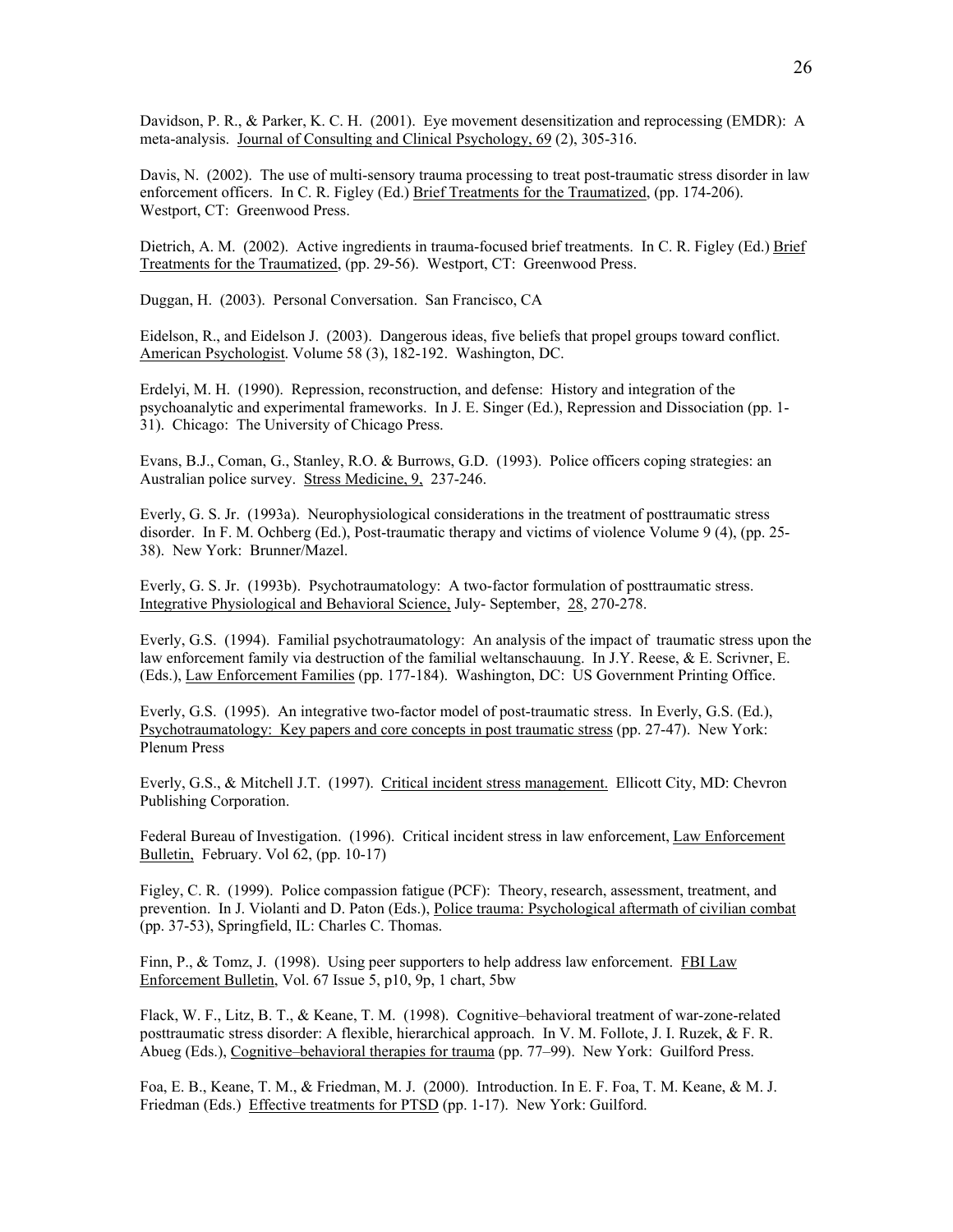Davidson, P. R., & Parker, K. C. H. (2001). Eye movement desensitization and reprocessing (EMDR): A meta-analysis. Journal of Consulting and Clinical Psychology, 69 (2), 305-316.

Davis, N. (2002). The use of multi-sensory trauma processing to treat post-traumatic stress disorder in law enforcement officers. In C. R. Figley (Ed.) Brief Treatments for the Traumatized, (pp. 174-206). Westport, CT: Greenwood Press.

Dietrich, A. M. (2002). Active ingredients in trauma-focused brief treatments. In C. R. Figley (Ed.) Brief Treatments for the Traumatized, (pp. 29-56). Westport, CT: Greenwood Press.

Duggan, H. (2003). Personal Conversation. San Francisco, CA

Eidelson, R., and Eidelson J. (2003). Dangerous ideas, five beliefs that propel groups toward conflict. American Psychologist. Volume 58 (3), 182-192. Washington, DC.

Erdelyi, M. H. (1990). Repression, reconstruction, and defense: History and integration of the psychoanalytic and experimental frameworks. In J. E. Singer (Ed.), Repression and Dissociation (pp. 1-31). Chicago: The University of Chicago Press.

Evans, B.J., Coman, G., Stanley, R.O. & Burrows, G.D. (1993). Police officers coping strategies: an Australian police survey. Stress Medicine, 9, 237-246.

Everly, G. S. Jr. (1993a). Neurophysiological considerations in the treatment of posttraumatic stress disorder. In F. M. Ochberg (Ed.), Post-traumatic therapy and victims of violence Volume 9 (4), (pp. 25-38). New York: Brunner/Mazel.

Everly, G. S. Jr. (1993b). Psychotraumatology: A two-factor formulation of posttraumatic stress. Integrative Physiological and Behavioral Science, July- September, 28, 270-278.

Everly, G.S. (1994). Familial psychotraumatology: An analysis of the impact of traumatic stress upon the law enforcement family via destruction of the familial weltanschauung. In J.Y. Reese, & E. Scrivner, E. (Eds.), Law Enforcement Families (pp. 177-184). Washington, DC: US Government Printing Office.

Everly, G.S. (1995). An integrative two-factor model of post-traumatic stress. In Everly, G.S. (Ed.), Psychotraumatology: Key papers and core concepts in post traumatic stress (pp. 27-47). New York: Plenum Press

Everly, G.S., & Mitchell J.T. (1997). Critical incident stress management. Ellicott City, MD: Chevron Publishing Corporation.

Federal Bureau of Investigation. (1996). Critical incident stress in law enforcement, Law Enforcement Bulletin, February. Vol 62, (pp. 10-17)

Figley, C. R. (1999). Police compassion fatigue (PCF): Theory, research, assessment, treatment, and prevention. In J. Violanti and D. Paton (Eds.), Police trauma: Psychological aftermath of civilian combat (pp. 37-53), Springfield, IL: Charles C. Thomas.

Finn, P., & Tomz, J. (1998). Using peer supporters to help address law enforcement. FBI Law Enforcement Bulletin, Vol. 67 Issue 5, p10, 9p, 1 chart, 5bw

Flack, W. F., Litz, B. T., & Keane, T. M. (1998). Cognitive–behavioral treatment of war-zone-related posttraumatic stress disorder: A flexible, hierarchical approach. In V. M. Follote, J. I. Ruzek, & F. R. Abueg (Eds.), Cognitive–behavioral therapies for trauma (pp. 77–99). New York: Guilford Press.

Foa, E. B., Keane, T. M., & Friedman, M. J. (2000). Introduction. In E. F. Foa, T. M. Keane, & M. J. Friedman (Eds.) Effective treatments for PTSD (pp. 1-17). New York: Guilford.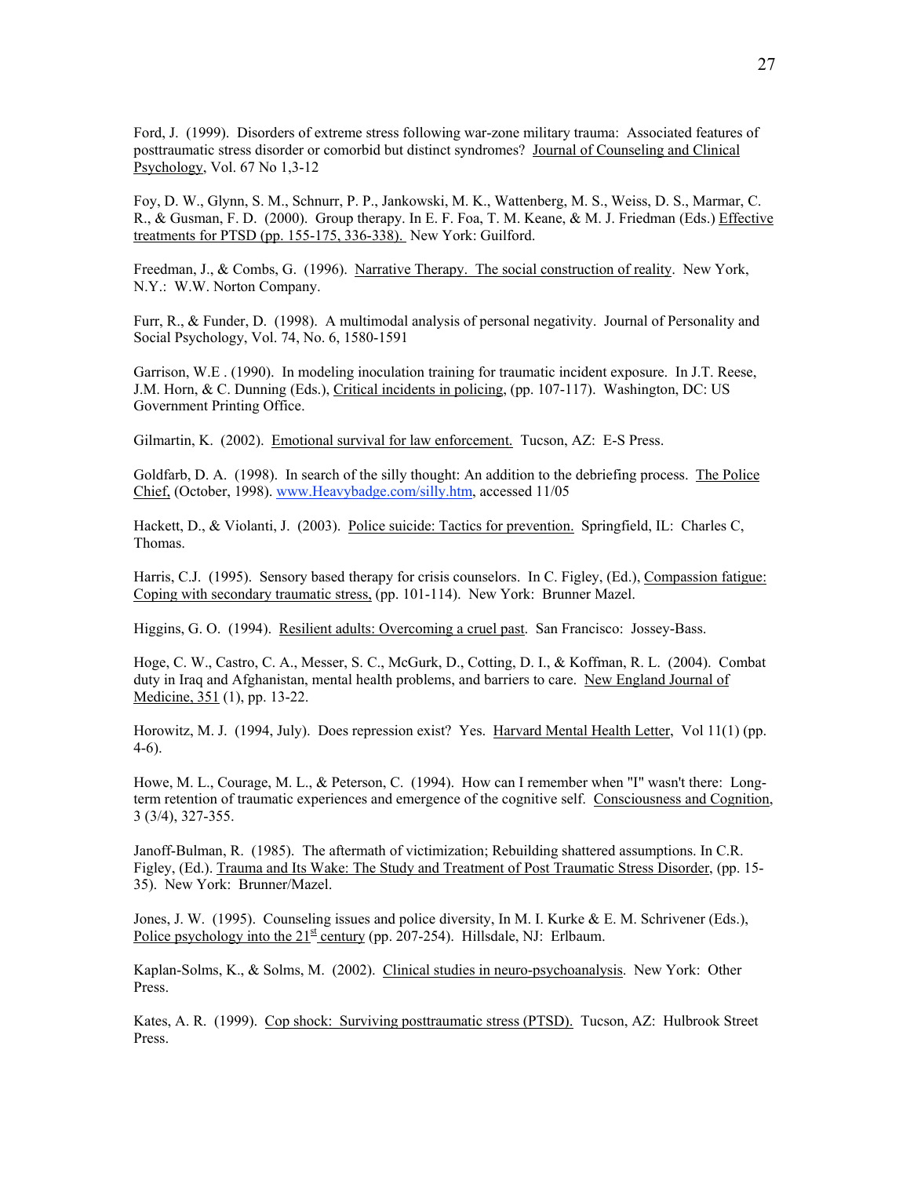Ford, J. (1999). Disorders of extreme stress following war-zone military trauma: Associated features of posttraumatic stress disorder or comorbid but distinct syndromes? Journal of Counseling and Clinical Psychology, Vol. 67 No 1,3-12

Foy, D. W., Glynn, S. M., Schnurr, P. P., Jankowski, M. K., Wattenberg, M. S., Weiss, D. S., Marmar, C. R., & Gusman, F. D. (2000). Group therapy. In E. F. Foa, T. M. Keane, & M. J. Friedman (Eds.) Effective treatments for PTSD (pp. 155-175, 336-338). New York: Guilford.

Freedman, J., & Combs, G. (1996). Narrative Therapy. The social construction of reality. New York, N.Y.: W.W. Norton Company.

Furr, R., & Funder, D. (1998). A multimodal analysis of personal negativity. Journal of Personality and Social Psychology, Vol. 74, No. 6, 1580-1591

Garrison, W.E . (1990). In modeling inoculation training for traumatic incident exposure. In J.T. Reese, J.M. Horn, & C. Dunning (Eds.), Critical incidents in policing, (pp. 107-117). Washington, DC: US Government Printing Office.

Gilmartin, K. (2002). Emotional survival for law enforcement. Tucson, AZ: E-S Press.

Goldfarb, D. A. (1998). In search of the silly thought: An addition to the debriefing process. The Police Chief, (October, 1998). www.Heavybadge.com/silly.htm, accessed 11/05

Hackett, D., & Violanti, J. (2003). Police suicide: Tactics for prevention. Springfield, IL: Charles C, Thomas.

Harris, C.J. (1995). Sensory based therapy for crisis counselors. In C. Figley, (Ed.), Compassion fatigue: Coping with secondary traumatic stress, (pp. 101-114). New York: Brunner Mazel.

Higgins, G. O. (1994). Resilient adults: Overcoming a cruel past. San Francisco: Jossey-Bass.

Hoge, C. W., Castro, C. A., Messer, S. C., McGurk, D., Cotting, D. I., & Koffman, R. L. (2004). Combat duty in Iraq and Afghanistan, mental health problems, and barriers to care. New England Journal of Medicine, 351 (1), pp. 13-22.

Horowitz, M. J. (1994, July). Does repression exist? Yes. Harvard Mental Health Letter, Vol 11(1) (pp. 4-6).

Howe, M. L., Courage, M. L., & Peterson, C. (1994). How can I remember when "I" wasn't there: Long-term retention of traumatic experiences and emergence of the cognitive self. Consciousness and Cognition, 3 (3/4), 327-355.

Janoff-Bulman, R. (1985). The aftermath of victimization; Rebuilding shattered assumptions. In C.R. Figley, (Ed.). Trauma and Its Wake: The Study and Treatment of Post Traumatic Stress Disorder, (pp. 15-35). New York: Brunner/Mazel.

Jones, J. W. (1995). Counseling issues and police diversity, In M. I. Kurke & E. M. Schrivener (Eds.), Police psychology into the 21st century (pp. 207-254). Hillsdale, NJ: Erlbaum.

Kaplan-Solms, K., & Solms, M. (2002). Clinical studies in neuro-psychoanalysis. New York: Other Press.

Kates, A. R. (1999). Cop shock: Surviving posttraumatic stress (PTSD). Tucson, AZ: Hulbrook Street Press.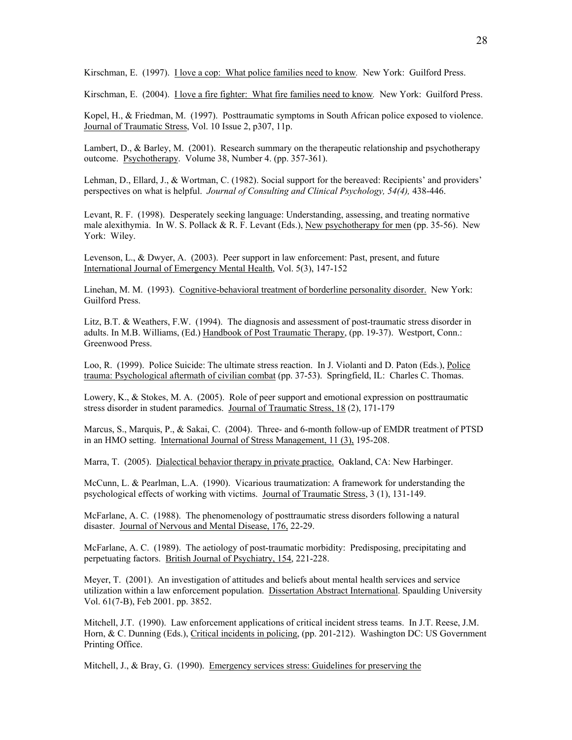Kirschman, E. (1997). <u>I love a cop: What police families need to know</u>. New York: Guilford Press.

Kirschman, E. (2004). <u>I love a fire fighter: What fire families need to know</u>. New York: Guilford Press.

Kopel, H., & Friedman, M. (1997). Posttraumatic symptoms in South African police exposed to violence. <u>Journal of Traumatic Stress</u>, Vol. 10 Issue 2, p307, 11p.

Lambert, D., & Barley, M. (2001). Research summary on the therapeutic relationship and psychotherapy outcome. <u>Psychotherapy</u>. Volume 38, Number 4. (pp. 357-361).

Lehman, D., Ellard, J., & Wortman, C. (1982). Social support for the bereaved: Recipients' and providers' perspectives on what is helpful. *Journal of Consulting and Clinical Psychology, 54(4),* 438-446.

Levant, R. F. (1998). Desperately seeking language: Understanding, assessing, and treating normative male alexithymia. In W. S. Pollack & R. F. Levant (Eds.), <u>New psychotherapy for men</u> (pp. 35-56). New York: Wiley.

Levenson, L., & Dwyer, A. (2003). Peer support in law enforcement: Past, present, and future <u>International Journal of Emergency Mental Health</u>, Vol. 5(3), 147-152

Linehan, M. M. (1993). <u>Cognitive-behavioral treatment of borderline personality disorder.</u> New York: Guilford Press.

Litz, B.T. & Weathers, F.W. (1994). The diagnosis and assessment of post-traumatic stress disorder in adults. In M.B. Williams, (Ed.) <u>Handbook of Post Traumatic Therapy</u>, (pp. 19-37). Westport, Conn.: Greenwood Press.

Loo, R. (1999). Police Suicide: The ultimate stress reaction. In J. Violanti and D. Paton (Eds.), <u>Police trauma: Psychological aftermath of civilian combat</u> (pp. 37-53). Springfield, IL: Charles C. Thomas.

Lowery, K., & Stokes, M. A. (2005). Role of peer support and emotional expression on posttraumatic stress disorder in student paramedics. <u>Journal of Traumatic Stress, 18</u> (2), 171-179

Marcus, S., Marquis, P., & Sakai, C. (2004). Three- and 6-month follow-up of EMDR treatment of PTSD in an HMO setting. <u>International Journal of Stress Management, 11 (3),</u> 195-208.

Marra, T. (2005). <u>Dialectical behavior therapy in private practice.</u> Oakland, CA: New Harbinger.

McCunn, L. & Pearlman, L.A. (1990). Vicarious traumatization: A framework for understanding the psychological effects of working with victims. <u>Journal of Traumatic Stress</u>, 3 (1), 131-149.

McFarlane, A. C. (1988). The phenomenology of posttraumatic stress disorders following a natural disaster. <u>Journal of Nervous and Mental Disease, 176,</u> 22-29.

McFarlane, A. C. (1989). The aetiology of post-traumatic morbidity: Predisposing, precipitating and perpetuating factors. <u>British Journal of Psychiatry, 154</u>, 221-228.

Meyer, T. (2001). An investigation of attitudes and beliefs about mental health services and service utilization within a law enforcement population. <u>Dissertation Abstract International</u>. Spaulding University Vol. 61(7-B), Feb 2001. pp. 3852.

Mitchell, J.T. (1990). Law enforcement applications of critical incident stress teams. In J.T. Reese, J.M. Horn, & C. Dunning (Eds.), <u>Critical incidents in policing</u>, (pp. 201-212). Washington DC: US Government Printing Office.

Mitchell, J., & Bray, G. (1990). <u>Emergency services stress: Guidelines for preserving the</u>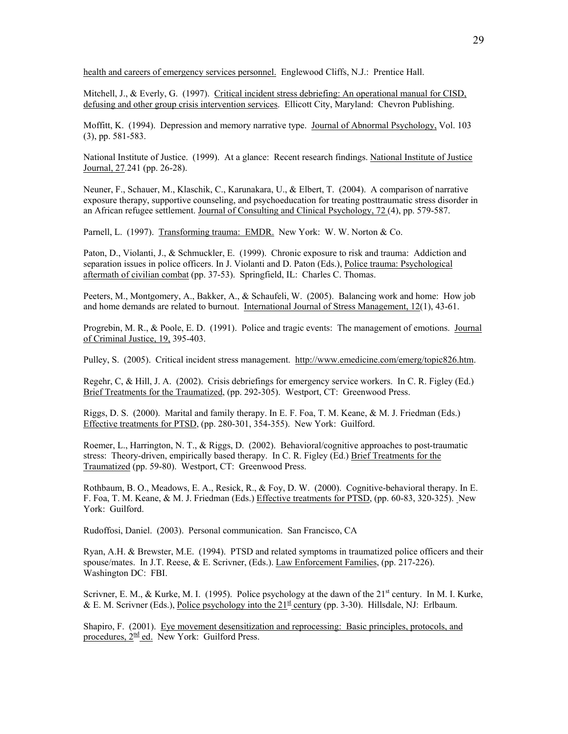health and careers of emergency services personnel. Englewood Cliffs, N.J.: Prentice Hall.

Mitchell, J., & Everly, G. (1997). Critical incident stress debriefing: An operational manual for CISD, defusing and other group crisis intervention services. Ellicott City, Maryland: Chevron Publishing.

Moffitt, K. (1994). Depression and memory narrative type. Journal of Abnormal Psychology, Vol. 103 (3), pp. 581-583.

National Institute of Justice. (1999). At a glance: Recent research findings. National Institute of Justice Journal, 27.241 (pp. 26-28).

Neuner, F., Schauer, M., Klaschik, C., Karunakara, U., & Elbert, T. (2004). A comparison of narrative exposure therapy, supportive counseling, and psychoeducation for treating posttraumatic stress disorder in an African refugee settlement. Journal of Consulting and Clinical Psychology, 72 (4), pp. 579-587.

Parnell, L. (1997). Transforming trauma: EMDR. New York: W. W. Norton & Co.

Paton, D., Violanti, J., & Schmuckler, E. (1999). Chronic exposure to risk and trauma: Addiction and separation issues in police officers. In J. Violanti and D. Paton (Eds.), Police trauma: Psychological aftermath of civilian combat (pp. 37-53). Springfield, IL: Charles C. Thomas.

Peeters, M., Montgomery, A., Bakker, A., & Schaufeli, W. (2005). Balancing work and home: How job and home demands are related to burnout. International Journal of Stress Management, 12(1), 43-61.

Progrebin, M. R., & Poole, E. D. (1991). Police and tragic events: The management of emotions. Journal of Criminal Justice, 19, 395-403.

Pulley, S. (2005). Critical incident stress management. http://www.emedicine.com/emerg/topic826.htm.

Regehr, C, & Hill, J. A. (2002). Crisis debriefings for emergency service workers. In C. R. Figley (Ed.) Brief Treatments for the Traumatized, (pp. 292-305). Westport, CT: Greenwood Press.

Riggs, D. S. (2000). Marital and family therapy. In E. F. Foa, T. M. Keane, & M. J. Friedman (Eds.) Effective treatments for PTSD, (pp. 280-301, 354-355). New York: Guilford.

Roemer, L., Harrington, N. T., & Riggs, D. (2002). Behavioral/cognitive approaches to post-traumatic stress: Theory-driven, empirically based therapy. In C. R. Figley (Ed.) Brief Treatments for the Traumatized (pp. 59-80). Westport, CT: Greenwood Press.

Rothbaum, B. O., Meadows, E. A., Resick, R., & Foy, D. W. (2000). Cognitive-behavioral therapy. In E. F. Foa, T. M. Keane, & M. J. Friedman (Eds.) Effective treatments for PTSD, (pp. 60-83, 320-325). New York: Guilford.

Rudoffosi, Daniel. (2003). Personal communication. San Francisco, CA

Ryan, A.H. & Brewster, M.E. (1994). PTSD and related symptoms in traumatized police officers and their spouse/mates. In J.T. Reese, & E. Scrivner, (Eds.). Law Enforcement Families, (pp. 217-226). Washington DC: FBI.

Scrivner, E. M., & Kurke, M. I. (1995). Police psychology at the dawn of the 21st century. In M. I. Kurke, & E. M. Scrivner (Eds.), Police psychology into the 21st century (pp. 3-30). Hillsdale, NJ: Erlbaum.

Shapiro, F. (2001). Eye movement desensitization and reprocessing: Basic principles, protocols, and procedures, 2nd ed. New York: Guilford Press.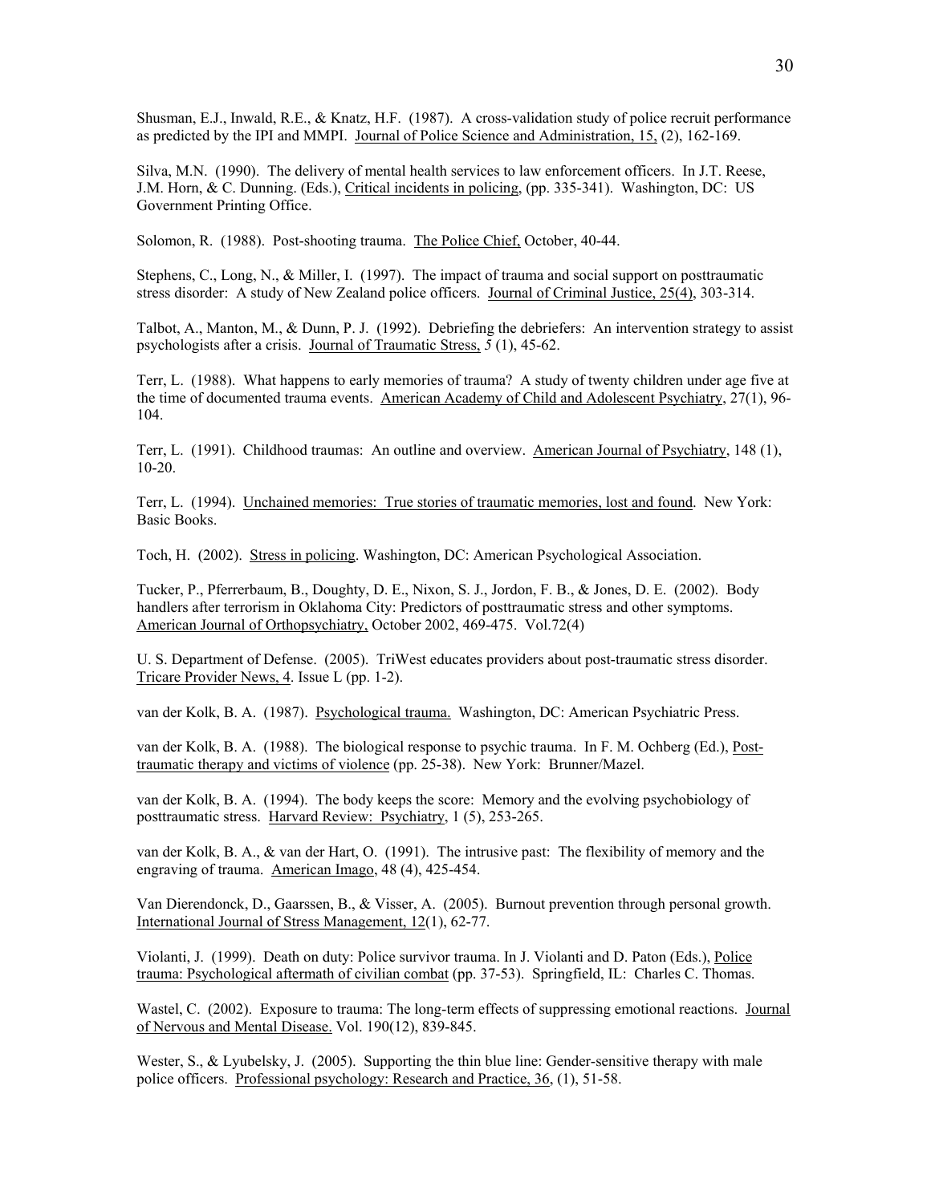Shusman, E.J., Inwald, R.E., & Knatz, H.F. (1987). A cross-validation study of police recruit performance as predicted by the IPI and MMPI. Journal of Police Science and Administration, 15, (2), 162-169.

Silva, M.N. (1990). The delivery of mental health services to law enforcement officers. In J.T. Reese, J.M. Horn, & C. Dunning. (Eds.), Critical incidents in policing, (pp. 335-341). Washington, DC: US Government Printing Office.

Solomon, R. (1988). Post-shooting trauma. The Police Chief, October, 40-44.

Stephens, C., Long, N., & Miller, I. (1997). The impact of trauma and social support on posttraumatic stress disorder: A study of New Zealand police officers. Journal of Criminal Justice, 25(4), 303-314.

Talbot, A., Manton, M., & Dunn, P. J. (1992). Debriefing the debriefers: An intervention strategy to assist psychologists after a crisis. Journal of Traumatic Stress, *5* (1), 45-62.

Terr, L. (1988). What happens to early memories of trauma? A study of twenty children under age five at the time of documented trauma events. American Academy of Child and Adolescent Psychiatry, 27(1), 96-104.

Terr, L. (1991). Childhood traumas: An outline and overview. American Journal of Psychiatry, 148 (1), 10-20.

Terr, L. (1994). Unchained memories: True stories of traumatic memories, lost and found. New York: Basic Books.

Toch, H. (2002). Stress in policing. Washington, DC: American Psychological Association.

Tucker, P., Pferrerbaum, B., Doughty, D. E., Nixon, S. J., Jordon, F. B., & Jones, D. E. (2002). Body handlers after terrorism in Oklahoma City: Predictors of posttraumatic stress and other symptoms. American Journal of Orthopsychiatry, October 2002, 469-475. Vol.72(4)

U. S. Department of Defense. (2005). TriWest educates providers about post-traumatic stress disorder. Tricare Provider News, 4. Issue L (pp. 1-2).

van der Kolk, B. A. (1987). Psychological trauma. Washington, DC: American Psychiatric Press.

van der Kolk, B. A. (1988). The biological response to psychic trauma. In F. M. Ochberg (Ed.), Post-traumatic therapy and victims of violence (pp. 25-38). New York: Brunner/Mazel.

van der Kolk, B. A. (1994). The body keeps the score: Memory and the evolving psychobiology of posttraumatic stress. Harvard Review: Psychiatry, 1 (5), 253-265.

van der Kolk, B. A., & van der Hart, O. (1991). The intrusive past: The flexibility of memory and the engraving of trauma. American Imago, 48 (4), 425-454.

Van Dierendonck, D., Gaarssen, B., & Visser, A. (2005). Burnout prevention through personal growth. International Journal of Stress Management, 12(1), 62-77.

Violanti, J. (1999). Death on duty: Police survivor trauma. In J. Violanti and D. Paton (Eds.), Police trauma: Psychological aftermath of civilian combat (pp. 37-53). Springfield, IL: Charles C. Thomas.

Wastel, C. (2002). Exposure to trauma: The long-term effects of suppressing emotional reactions. Journal of Nervous and Mental Disease. Vol. 190(12), 839-845.

Wester, S., & Lyubelsky, J. (2005). Supporting the thin blue line: Gender-sensitive therapy with male police officers. Professional psychology: Research and Practice, 36, (1), 51-58.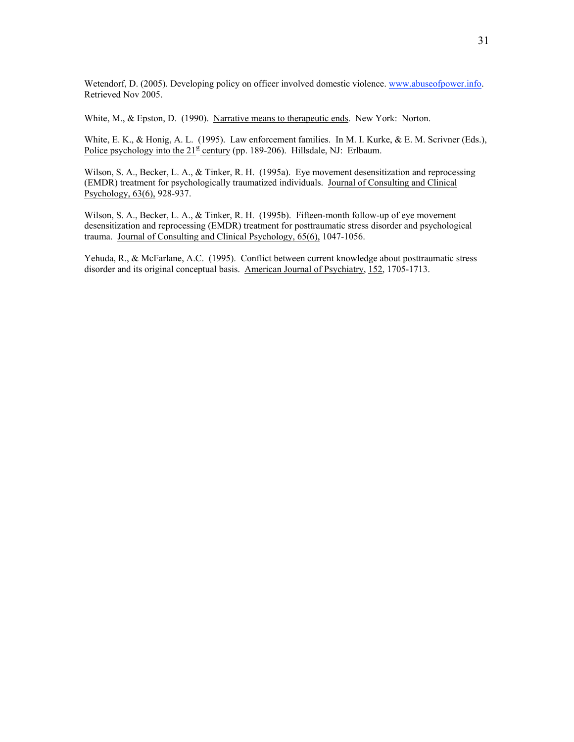Wetendorf, D. (2005). Developing policy on officer involved domestic violence. www.abuseofpower.info. Retrieved Nov 2005.

White, M., & Epston, D. (1990). Narrative means to therapeutic ends. New York: Norton.

White, E. K., & Honig, A. L. (1995). Law enforcement families. In M. I. Kurke, & E. M. Scrivner (Eds.), Police psychology into the 21st century (pp. 189-206). Hillsdale, NJ: Erlbaum.

Wilson, S. A., Becker, L. A., & Tinker, R. H. (1995a). Eye movement desensitization and reprocessing (EMDR) treatment for psychologically traumatized individuals. Journal of Consulting and Clinical Psychology, 63(6), 928-937.

Wilson, S. A., Becker, L. A., & Tinker, R. H. (1995b). Fifteen-month follow-up of eye movement desensitization and reprocessing (EMDR) treatment for posttraumatic stress disorder and psychological trauma. Journal of Consulting and Clinical Psychology, 65(6), 1047-1056.

Yehuda, R., & McFarlane, A.C. (1995). Conflict between current knowledge about posttraumatic stress disorder and its original conceptual basis. American Journal of Psychiatry, 152, 1705-1713.